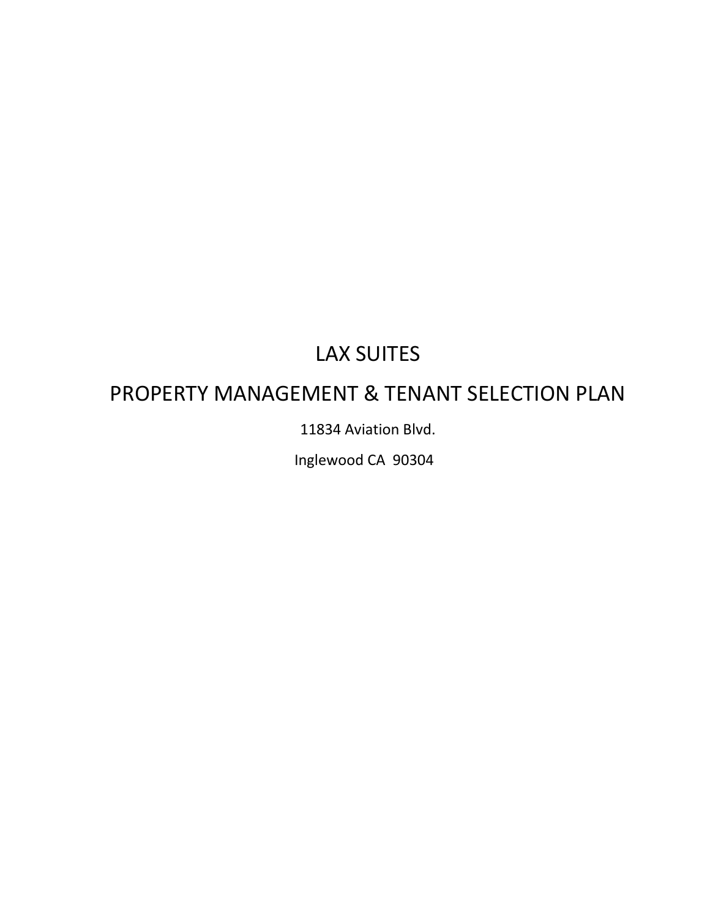# LAX SUITES

# PROPERTY MANAGEMENT & TENANT SELECTION PLAN

11834 Aviation Blvd.

Inglewood CA 90304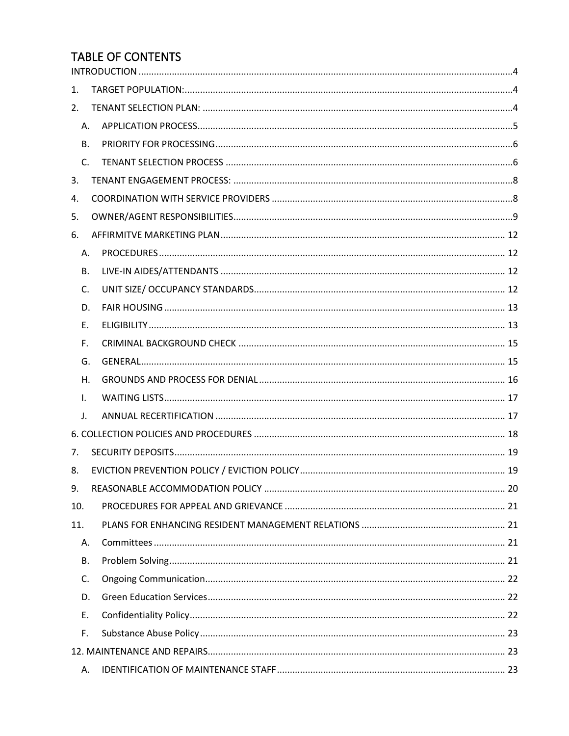# TABLE OF CONTENTS

INTRODUCTION ....................................................................................................................................4

1. TARGET POPULATION: ..........................................................................................................................4

2. TENANT SELECTION PLAN: ....................................................................................................................4

   A. APPLICATION PROCESS.....................................................................................................................5

   B. PRIORITY FOR PROCESSING..............................................................................................................6

   C. TENANT SELECTION PROCESS ..........................................................................................................6

3. TENANT ENGAGEMENT PROCESS: ........................................................................................................8

4. COORDINATION WITH SERVICE PROVIDERS .........................................................................................8

5. OWNER/AGENT RESPONSIBILITIES.........................................................................................................9

6. AFFIRMITVE MARKETING PLAN ........................................................................................................... 12

   A. PROCEDURES ................................................................................................................................. 12

   B. LIVE-IN AIDES/ATTENDANTS .......................................................................................................... 12

   C. UNIT SIZE/ OCCUPANCY STANDARDS............................................................................................. 12

   D. FAIR HOUSING ............................................................................................................................... 13

   E. ELIGIBILITY ..................................................................................................................................... 13

   F. CRIMINAL BACKGROUND CHECK .................................................................................................... 15

   G. GENERAL......................................................................................................................................... 15

   H. GROUNDS AND PROCESS FOR DENIAL ........................................................................................... 16

   I. WAITING LISTS................................................................................................................................ 17

   J. ANNUAL RECERTIFICATION ............................................................................................................. 17

6. COLLECTION POLICIES AND PROCEDURES ............................................................................................ 18

7. SECURITY DEPOSITS............................................................................................................................ 19

8. EVICTION PREVENTION POLICY / EVICTION POLICY ............................................................................ 19

9. REASONABLE ACCOMMODATION POLICY ........................................................................................... 20

10. PROCEDURES FOR APPEAL AND GRIEVANCE ................................................................................... 21

11. PLANS FOR ENHANCING RESIDENT MANAGEMENT RELATIONS ...................................................... 21

   A. Committees ..................................................................................................................................... 21

   B. Problem Solving............................................................................................................................... 21

   C. Ongoing Communication.................................................................................................................. 22

   D. Green Education Services................................................................................................................. 22

   E. Confidentiality Policy........................................................................................................................ 22

   F. Substance Abuse Policy .................................................................................................................... 23

12. MAINTENANCE AND REPAIRS.............................................................................................................. 23

   A. IDENTIFICATION OF MAINTENANCE STAFF ..................................................................................... 23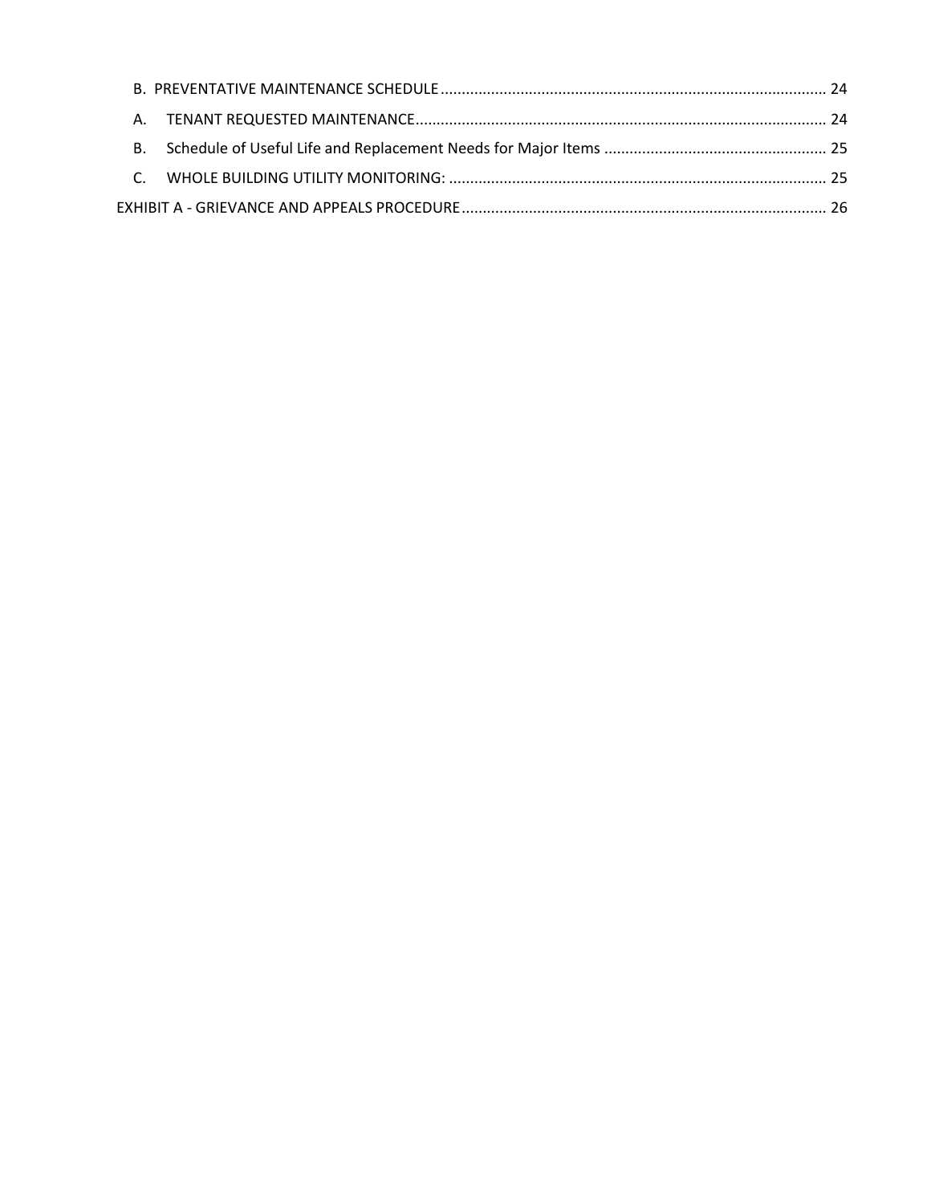B. PREVENTATIVE MAINTENANCE SCHEDULE ........................................................................................... 24

A. TENANT REQUESTED MAINTENANCE .................................................................................................. 24

B. Schedule of Useful Life and Replacement Needs for Major Items ..................................................... 25

C. WHOLE BUILDING UTILITY MONITORING: ......................................................................................... 25

EXHIBIT A - GRIEVANCE AND APPEALS PROCEDURE ........................................................................................ 26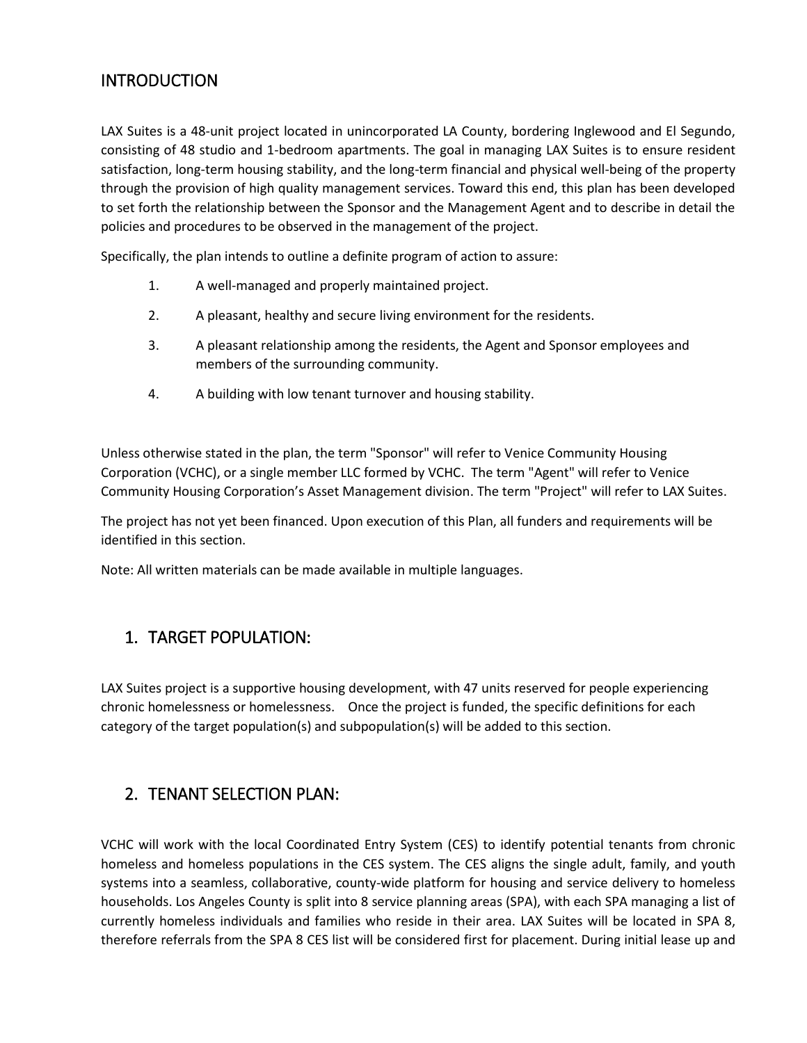## INTRODUCTION

LAX Suites is a 48-unit project located in unincorporated LA County, bordering Inglewood and El Segundo, consisting of 48 studio and 1-bedroom apartments. The goal in managing LAX Suites is to ensure resident satisfaction, long-term housing stability, and the long-term financial and physical well-being of the property through the provision of high quality management services. Toward this end, this plan has been developed to set forth the relationship between the Sponsor and the Management Agent and to describe in detail the policies and procedures to be observed in the management of the project.

Specifically, the plan intends to outline a definite program of action to assure:

1. A well-managed and properly maintained project.
2. A pleasant, healthy and secure living environment for the residents.
3. A pleasant relationship among the residents, the Agent and Sponsor employees and members of the surrounding community.
4. A building with low tenant turnover and housing stability.

Unless otherwise stated in the plan, the term "Sponsor" will refer to Venice Community Housing Corporation (VCHC), or a single member LLC formed by VCHC. The term "Agent" will refer to Venice Community Housing Corporation's Asset Management division. The term "Project" will refer to LAX Suites.

The project has not yet been financed. Upon execution of this Plan, all funders and requirements will be identified in this section.

Note: All written materials can be made available in multiple languages.

## 1. TARGET POPULATION:

LAX Suites project is a supportive housing development, with 47 units reserved for people experiencing chronic homelessness or homelessness. Once the project is funded, the specific definitions for each category of the target population(s) and subpopulation(s) will be added to this section.

## 2. TENANT SELECTION PLAN:

VCHC will work with the local Coordinated Entry System (CES) to identify potential tenants from chronic homeless and homeless populations in the CES system. The CES aligns the single adult, family, and youth systems into a seamless, collaborative, county-wide platform for housing and service delivery to homeless households. Los Angeles County is split into 8 service planning areas (SPA), with each SPA managing a list of currently homeless individuals and families who reside in their area. LAX Suites will be located in SPA 8, therefore referrals from the SPA 8 CES list will be considered first for placement. During initial lease up and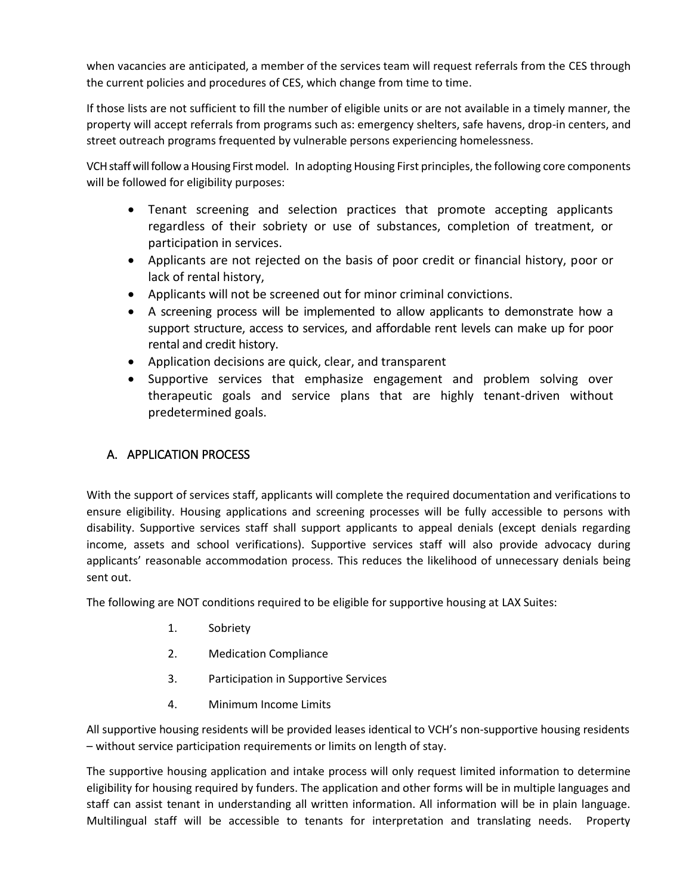when vacancies are anticipated, a member of the services team will request referrals from the CES through the current policies and procedures of CES, which change from time to time.

If those lists are not sufficient to fill the number of eligible units or are not available in a timely manner, the property will accept referrals from programs such as: emergency shelters, safe havens, drop-in centers, and street outreach programs frequented by vulnerable persons experiencing homelessness.

VCH staff will follow a Housing First model. In adopting Housing First principles, the following core components will be followed for eligibility purposes:

- Tenant screening and selection practices that promote accepting applicants regardless of their sobriety or use of substances, completion of treatment, or participation in services.
- Applicants are not rejected on the basis of poor credit or financial history, poor or lack of rental history,
- Applicants will not be screened out for minor criminal convictions.
- A screening process will be implemented to allow applicants to demonstrate how a support structure, access to services, and affordable rent levels can make up for poor rental and credit history.
- Application decisions are quick, clear, and transparent
- Supportive services that emphasize engagement and problem solving over therapeutic goals and service plans that are highly tenant-driven without predetermined goals.

## A. APPLICATION PROCESS

With the support of services staff, applicants will complete the required documentation and verifications to ensure eligibility. Housing applications and screening processes will be fully accessible to persons with disability. Supportive services staff shall support applicants to appeal denials (except denials regarding income, assets and school verifications). Supportive services staff will also provide advocacy during applicants' reasonable accommodation process. This reduces the likelihood of unnecessary denials being sent out.

The following are NOT conditions required to be eligible for supportive housing at LAX Suites:

1. Sobriety
2. Medication Compliance
3. Participation in Supportive Services
4. Minimum Income Limits

All supportive housing residents will be provided leases identical to VCH's non-supportive housing residents – without service participation requirements or limits on length of stay.

The supportive housing application and intake process will only request limited information to determine eligibility for housing required by funders. The application and other forms will be in multiple languages and staff can assist tenant in understanding all written information. All information will be in plain language. Multilingual staff will be accessible to tenants for interpretation and translating needs. Property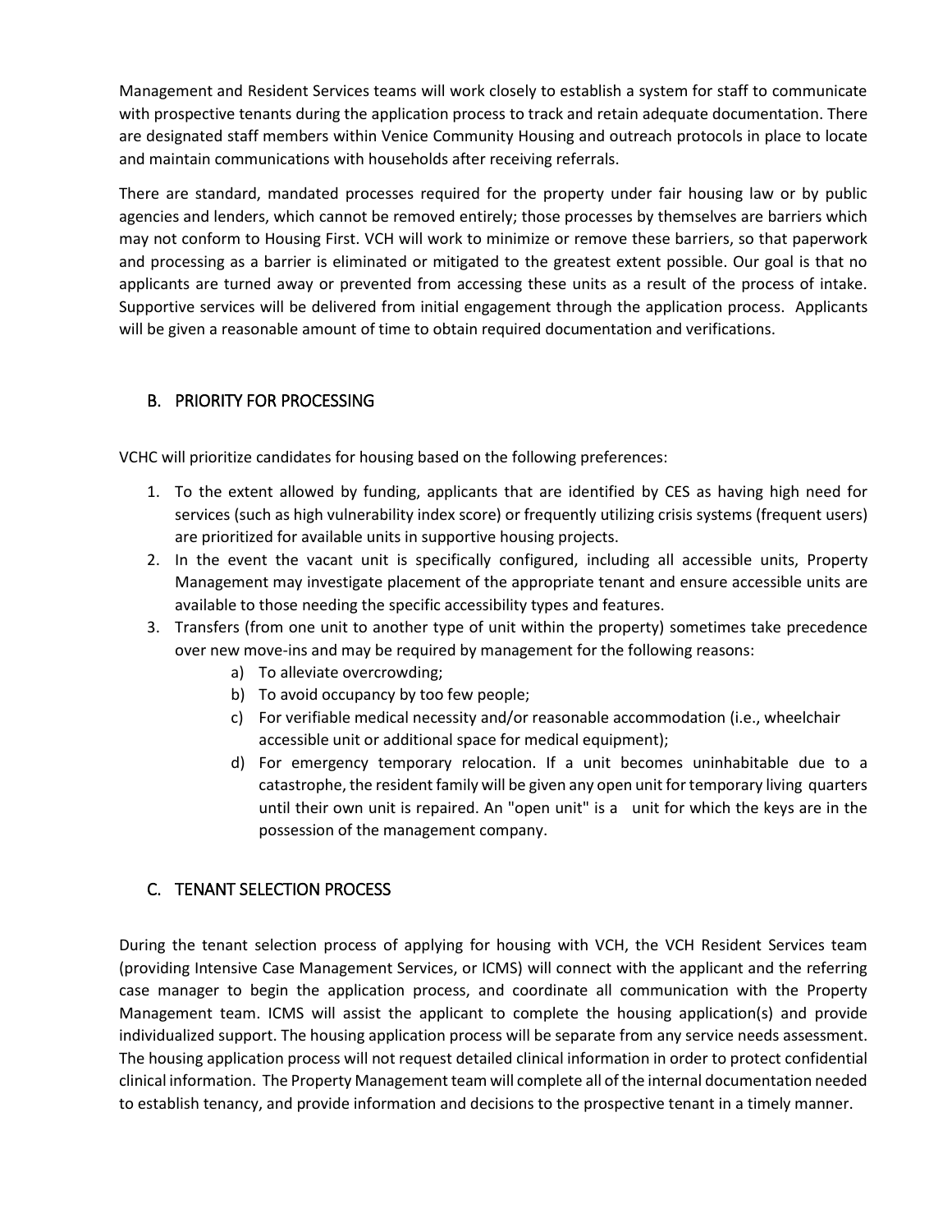Management and Resident Services teams will work closely to establish a system for staff to communicate with prospective tenants during the application process to track and retain adequate documentation. There are designated staff members within Venice Community Housing and outreach protocols in place to locate and maintain communications with households after receiving referrals.

There are standard, mandated processes required for the property under fair housing law or by public agencies and lenders, which cannot be removed entirely; those processes by themselves are barriers which may not conform to Housing First. VCH will work to minimize or remove these barriers, so that paperwork and processing as a barrier is eliminated or mitigated to the greatest extent possible. Our goal is that no applicants are turned away or prevented from accessing these units as a result of the process of intake. Supportive services will be delivered from initial engagement through the application process. Applicants will be given a reasonable amount of time to obtain required documentation and verifications.

## B. PRIORITY FOR PROCESSING

VCHC will prioritize candidates for housing based on the following preferences:

1. To the extent allowed by funding, applicants that are identified by CES as having high need for services (such as high vulnerability index score) or frequently utilizing crisis systems (frequent users) are prioritized for available units in supportive housing projects.
2. In the event the vacant unit is specifically configured, including all accessible units, Property Management may investigate placement of the appropriate tenant and ensure accessible units are available to those needing the specific accessibility types and features.
3. Transfers (from one unit to another type of unit within the property) sometimes take precedence over new move-ins and may be required by management for the following reasons:
    a) To alleviate overcrowding;
    b) To avoid occupancy by too few people;
    c) For verifiable medical necessity and/or reasonable accommodation (i.e., wheelchair accessible unit or additional space for medical equipment);
    d) For emergency temporary relocation. If a unit becomes uninhabitable due to a catastrophe, the resident family will be given any open unit for temporary living quarters until their own unit is repaired. An "open unit" is a unit for which the keys are in the possession of the management company.

## C. TENANT SELECTION PROCESS

During the tenant selection process of applying for housing with VCH, the VCH Resident Services team (providing Intensive Case Management Services, or ICMS) will connect with the applicant and the referring case manager to begin the application process, and coordinate all communication with the Property Management team. ICMS will assist the applicant to complete the housing application(s) and provide individualized support. The housing application process will be separate from any service needs assessment. The housing application process will not request detailed clinical information in order to protect confidential clinical information. The Property Management team will complete all of the internal documentation needed to establish tenancy, and provide information and decisions to the prospective tenant in a timely manner.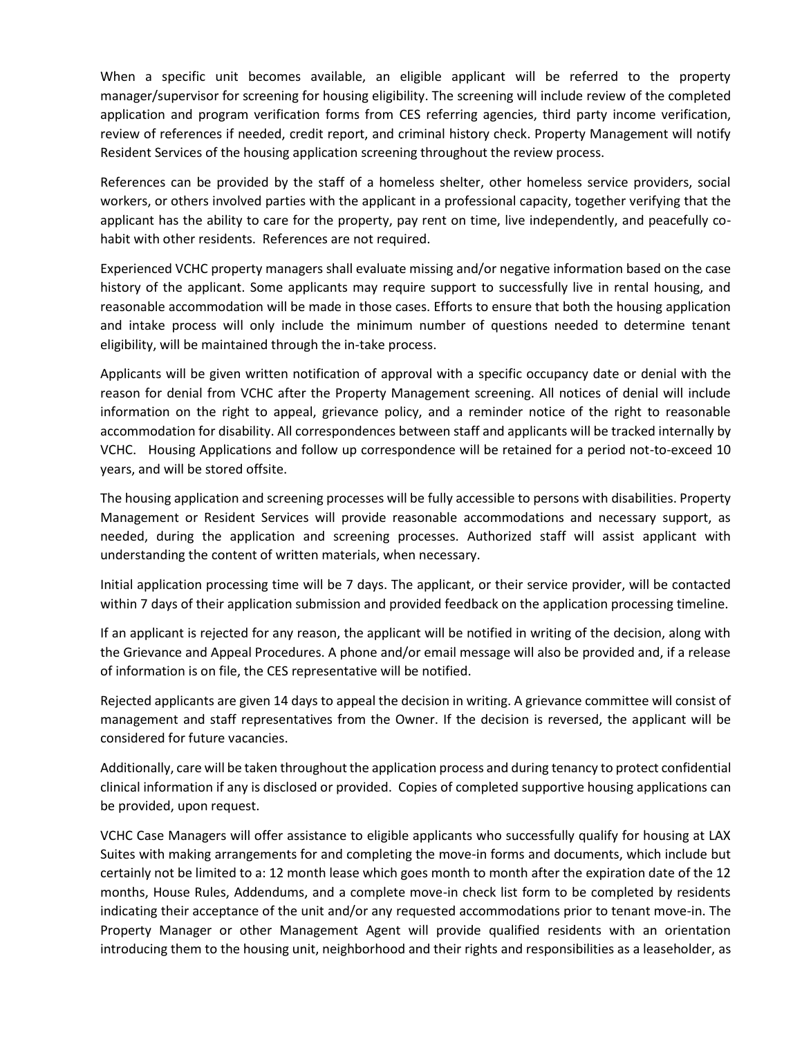When a specific unit becomes available, an eligible applicant will be referred to the property manager/supervisor for screening for housing eligibility. The screening will include review of the completed application and program verification forms from CES referring agencies, third party income verification, review of references if needed, credit report, and criminal history check. Property Management will notify Resident Services of the housing application screening throughout the review process.

References can be provided by the staff of a homeless shelter, other homeless service providers, social workers, or others involved parties with the applicant in a professional capacity, together verifying that the applicant has the ability to care for the property, pay rent on time, live independently, and peacefully co-habit with other residents. References are not required.

Experienced VCHC property managers shall evaluate missing and/or negative information based on the case history of the applicant. Some applicants may require support to successfully live in rental housing, and reasonable accommodation will be made in those cases. Efforts to ensure that both the housing application and intake process will only include the minimum number of questions needed to determine tenant eligibility, will be maintained through the in-take process.

Applicants will be given written notification of approval with a specific occupancy date or denial with the reason for denial from VCHC after the Property Management screening. All notices of denial will include information on the right to appeal, grievance policy, and a reminder notice of the right to reasonable accommodation for disability. All correspondences between staff and applicants will be tracked internally by VCHC. Housing Applications and follow up correspondence will be retained for a period not-to-exceed 10 years, and will be stored offsite.

The housing application and screening processes will be fully accessible to persons with disabilities. Property Management or Resident Services will provide reasonable accommodations and necessary support, as needed, during the application and screening processes. Authorized staff will assist applicant with understanding the content of written materials, when necessary.

Initial application processing time will be 7 days. The applicant, or their service provider, will be contacted within 7 days of their application submission and provided feedback on the application processing timeline.

If an applicant is rejected for any reason, the applicant will be notified in writing of the decision, along with the Grievance and Appeal Procedures. A phone and/or email message will also be provided and, if a release of information is on file, the CES representative will be notified.

Rejected applicants are given 14 days to appeal the decision in writing. A grievance committee will consist of management and staff representatives from the Owner. If the decision is reversed, the applicant will be considered for future vacancies.

Additionally, care will be taken throughout the application process and during tenancy to protect confidential clinical information if any is disclosed or provided. Copies of completed supportive housing applications can be provided, upon request.

VCHC Case Managers will offer assistance to eligible applicants who successfully qualify for housing at LAX Suites with making arrangements for and completing the move-in forms and documents, which include but certainly not be limited to a: 12 month lease which goes month to month after the expiration date of the 12 months, House Rules, Addendums, and a complete move-in check list form to be completed by residents indicating their acceptance of the unit and/or any requested accommodations prior to tenant move-in. The Property Manager or other Management Agent will provide qualified residents with an orientation introducing them to the housing unit, neighborhood and their rights and responsibilities as a leaseholder, as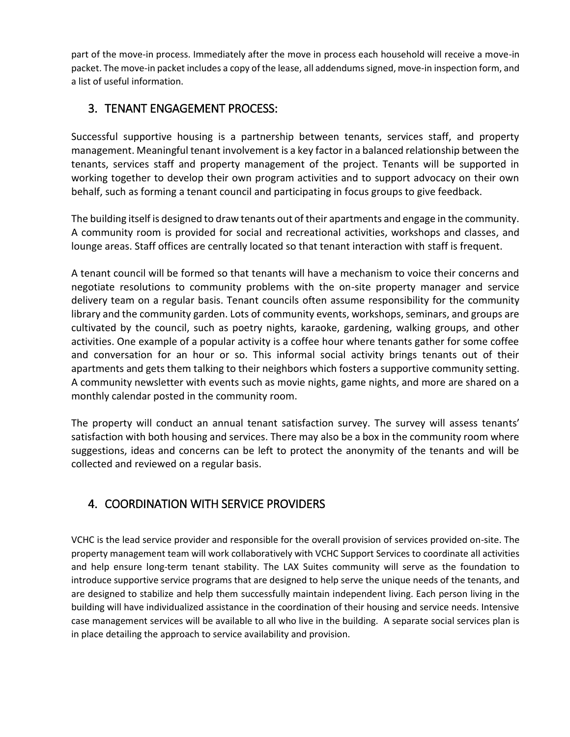part of the move-in process. Immediately after the move in process each household will receive a move-in packet. The move-in packet includes a copy of the lease, all addendums signed, move-in inspection form, and a list of useful information.

## 3. TENANT ENGAGEMENT PROCESS:

Successful supportive housing is a partnership between tenants, services staff, and property management. Meaningful tenant involvement is a key factor in a balanced relationship between the tenants, services staff and property management of the project. Tenants will be supported in working together to develop their own program activities and to support advocacy on their own behalf, such as forming a tenant council and participating in focus groups to give feedback.

The building itself is designed to draw tenants out of their apartments and engage in the community. A community room is provided for social and recreational activities, workshops and classes, and lounge areas. Staff offices are centrally located so that tenant interaction with staff is frequent.

A tenant council will be formed so that tenants will have a mechanism to voice their concerns and negotiate resolutions to community problems with the on-site property manager and service delivery team on a regular basis. Tenant councils often assume responsibility for the community library and the community garden. Lots of community events, workshops, seminars, and groups are cultivated by the council, such as poetry nights, karaoke, gardening, walking groups, and other activities. One example of a popular activity is a coffee hour where tenants gather for some coffee and conversation for an hour or so. This informal social activity brings tenants out of their apartments and gets them talking to their neighbors which fosters a supportive community setting. A community newsletter with events such as movie nights, game nights, and more are shared on a monthly calendar posted in the community room.

The property will conduct an annual tenant satisfaction survey. The survey will assess tenants' satisfaction with both housing and services. There may also be a box in the community room where suggestions, ideas and concerns can be left to protect the anonymity of the tenants and will be collected and reviewed on a regular basis.

## 4. COORDINATION WITH SERVICE PROVIDERS

VCHC is the lead service provider and responsible for the overall provision of services provided on-site. The property management team will work collaboratively with VCHC Support Services to coordinate all activities and help ensure long-term tenant stability. The LAX Suites community will serve as the foundation to introduce supportive service programs that are designed to help serve the unique needs of the tenants, and are designed to stabilize and help them successfully maintain independent living. Each person living in the building will have individualized assistance in the coordination of their housing and service needs. Intensive case management services will be available to all who live in the building. A separate social services plan is in place detailing the approach to service availability and provision.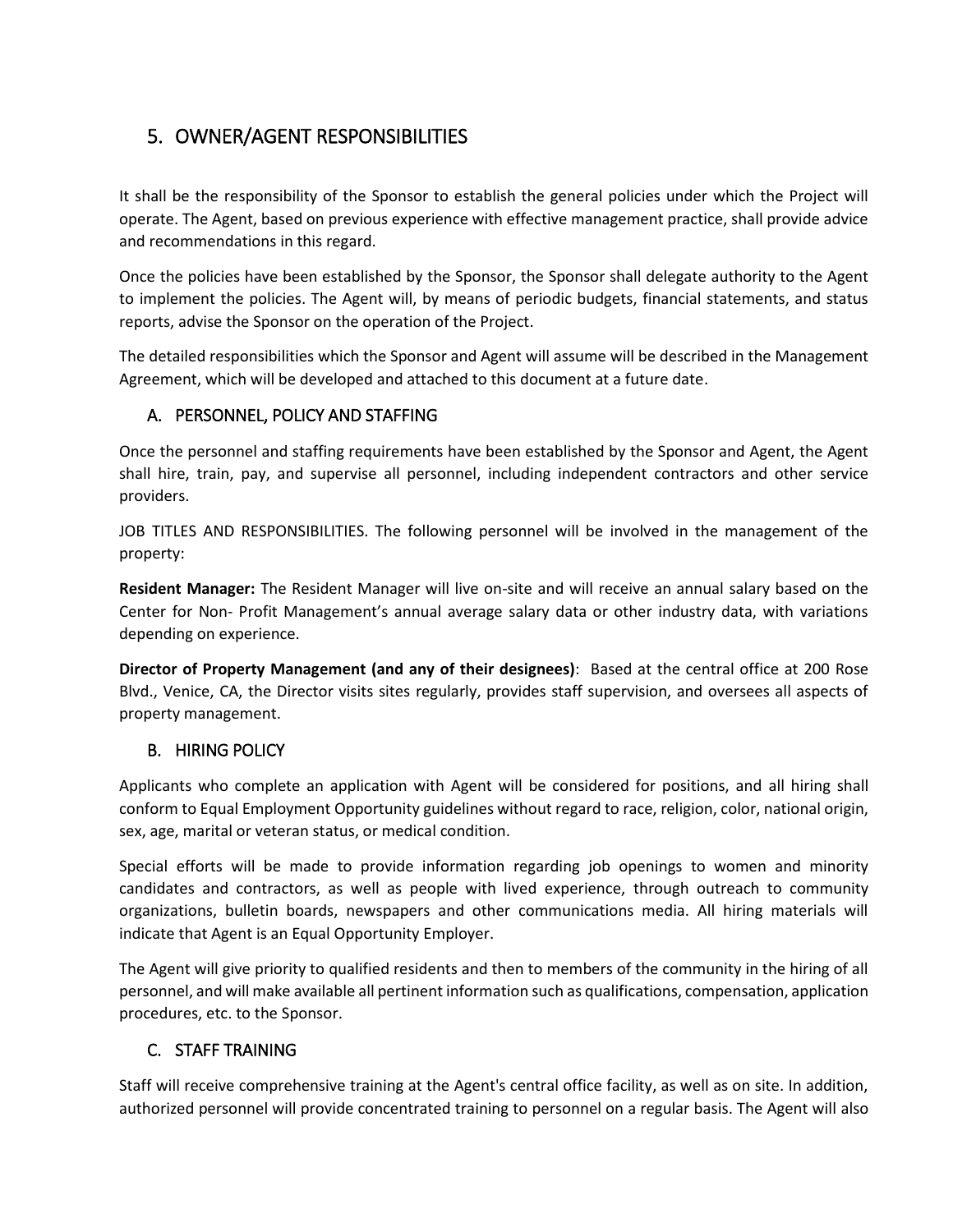## 5. OWNER/AGENT RESPONSIBILITIES

It shall be the responsibility of the Sponsor to establish the general policies under which the Project will operate. The Agent, based on previous experience with effective management practice, shall provide advice and recommendations in this regard.

Once the policies have been established by the Sponsor, the Sponsor shall delegate authority to the Agent to implement the policies. The Agent will, by means of periodic budgets, financial statements, and status reports, advise the Sponsor on the operation of the Project.

The detailed responsibilities which the Sponsor and Agent will assume will be described in the Management Agreement, which will be developed and attached to this document at a future date.

### A. PERSONNEL, POLICY AND STAFFING

Once the personnel and staffing requirements have been established by the Sponsor and Agent, the Agent shall hire, train, pay, and supervise all personnel, including independent contractors and other service providers.

JOB TITLES AND RESPONSIBILITIES. The following personnel will be involved in the management of the property:

**Resident Manager:** The Resident Manager will live on-site and will receive an annual salary based on the Center for Non- Profit Management's annual average salary data or other industry data, with variations depending on experience.

**Director of Property Management (and any of their designees)**: Based at the central office at 200 Rose Blvd., Venice, CA, the Director visits sites regularly, provides staff supervision, and oversees all aspects of property management.

### B. HIRING POLICY

Applicants who complete an application with Agent will be considered for positions, and all hiring shall conform to Equal Employment Opportunity guidelines without regard to race, religion, color, national origin, sex, age, marital or veteran status, or medical condition.

Special efforts will be made to provide information regarding job openings to women and minority candidates and contractors, as well as people with lived experience, through outreach to community organizations, bulletin boards, newspapers and other communications media. All hiring materials will indicate that Agent is an Equal Opportunity Employer.

The Agent will give priority to qualified residents and then to members of the community in the hiring of all personnel, and will make available all pertinent information such as qualifications, compensation, application procedures, etc. to the Sponsor.

### C. STAFF TRAINING

Staff will receive comprehensive training at the Agent's central office facility, as well as on site. In addition, authorized personnel will provide concentrated training to personnel on a regular basis. The Agent will also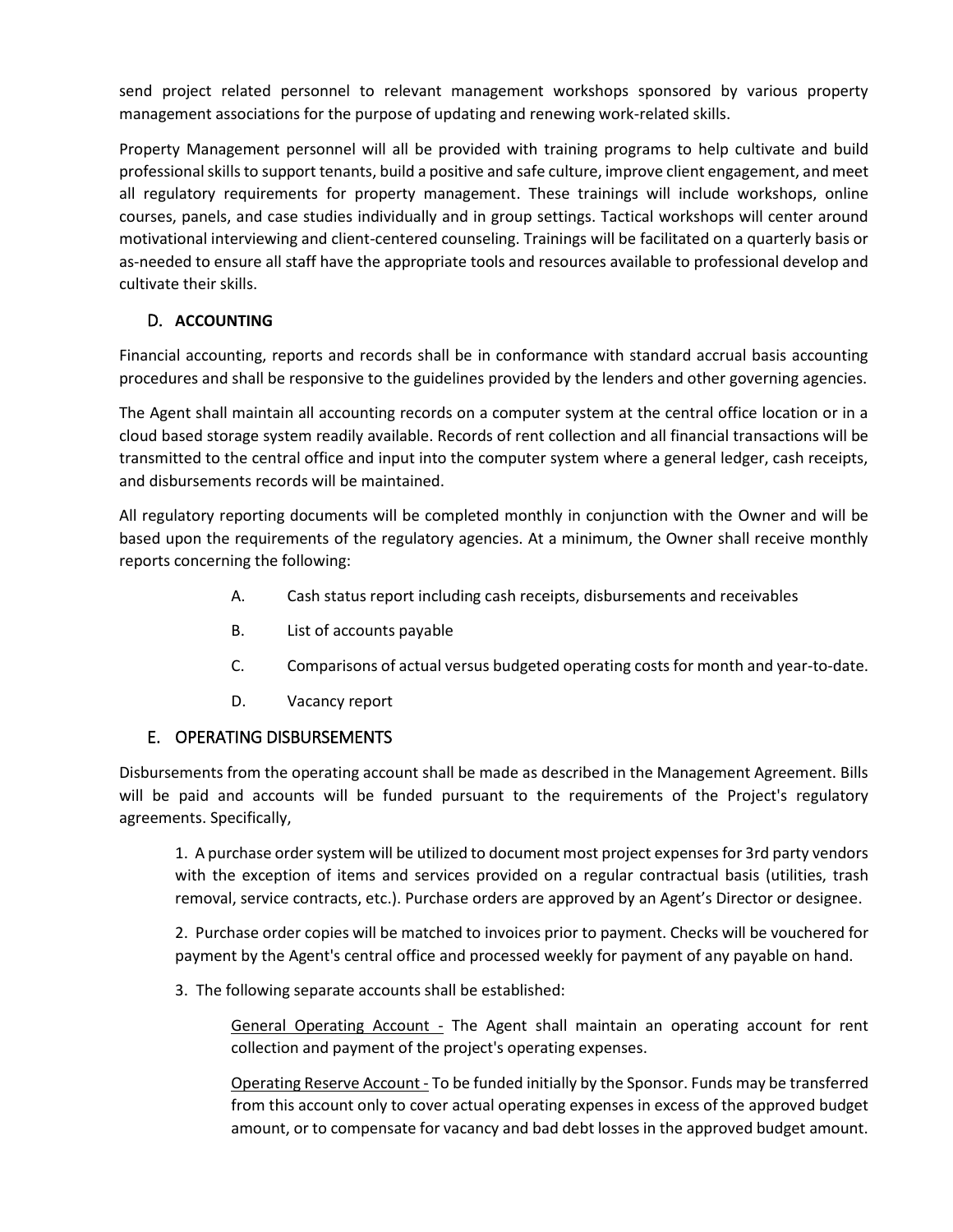send project related personnel to relevant management workshops sponsored by various property management associations for the purpose of updating and renewing work-related skills.

Property Management personnel will all be provided with training programs to help cultivate and build professional skills to support tenants, build a positive and safe culture, improve client engagement, and meet all regulatory requirements for property management. These trainings will include workshops, online courses, panels, and case studies individually and in group settings. Tactical workshops will center around motivational interviewing and client-centered counseling. Trainings will be facilitated on a quarterly basis or as-needed to ensure all staff have the appropriate tools and resources available to professional develop and cultivate their skills.

## D. ACCOUNTING

Financial accounting, reports and records shall be in conformance with standard accrual basis accounting procedures and shall be responsive to the guidelines provided by the lenders and other governing agencies.

The Agent shall maintain all accounting records on a computer system at the central office location or in a cloud based storage system readily available. Records of rent collection and all financial transactions will be transmitted to the central office and input into the computer system where a general ledger, cash receipts, and disbursements records will be maintained.

All regulatory reporting documents will be completed monthly in conjunction with the Owner and will be based upon the requirements of the regulatory agencies. At a minimum, the Owner shall receive monthly reports concerning the following:

A. Cash status report including cash receipts, disbursements and receivables

B. List of accounts payable

C. Comparisons of actual versus budgeted operating costs for month and year-to-date.

D. Vacancy report

## E. OPERATING DISBURSEMENTS

Disbursements from the operating account shall be made as described in the Management Agreement. Bills will be paid and accounts will be funded pursuant to the requirements of the Project's regulatory agreements. Specifically,

1. A purchase order system will be utilized to document most project expenses for 3rd party vendors with the exception of items and services provided on a regular contractual basis (utilities, trash removal, service contracts, etc.). Purchase orders are approved by an Agent's Director or designee.

2. Purchase order copies will be matched to invoices prior to payment. Checks will be vouchered for payment by the Agent's central office and processed weekly for payment of any payable on hand.

3. The following separate accounts shall be established:

General Operating Account - The Agent shall maintain an operating account for rent collection and payment of the project's operating expenses.

Operating Reserve Account - To be funded initially by the Sponsor. Funds may be transferred from this account only to cover actual operating expenses in excess of the approved budget amount, or to compensate for vacancy and bad debt losses in the approved budget amount.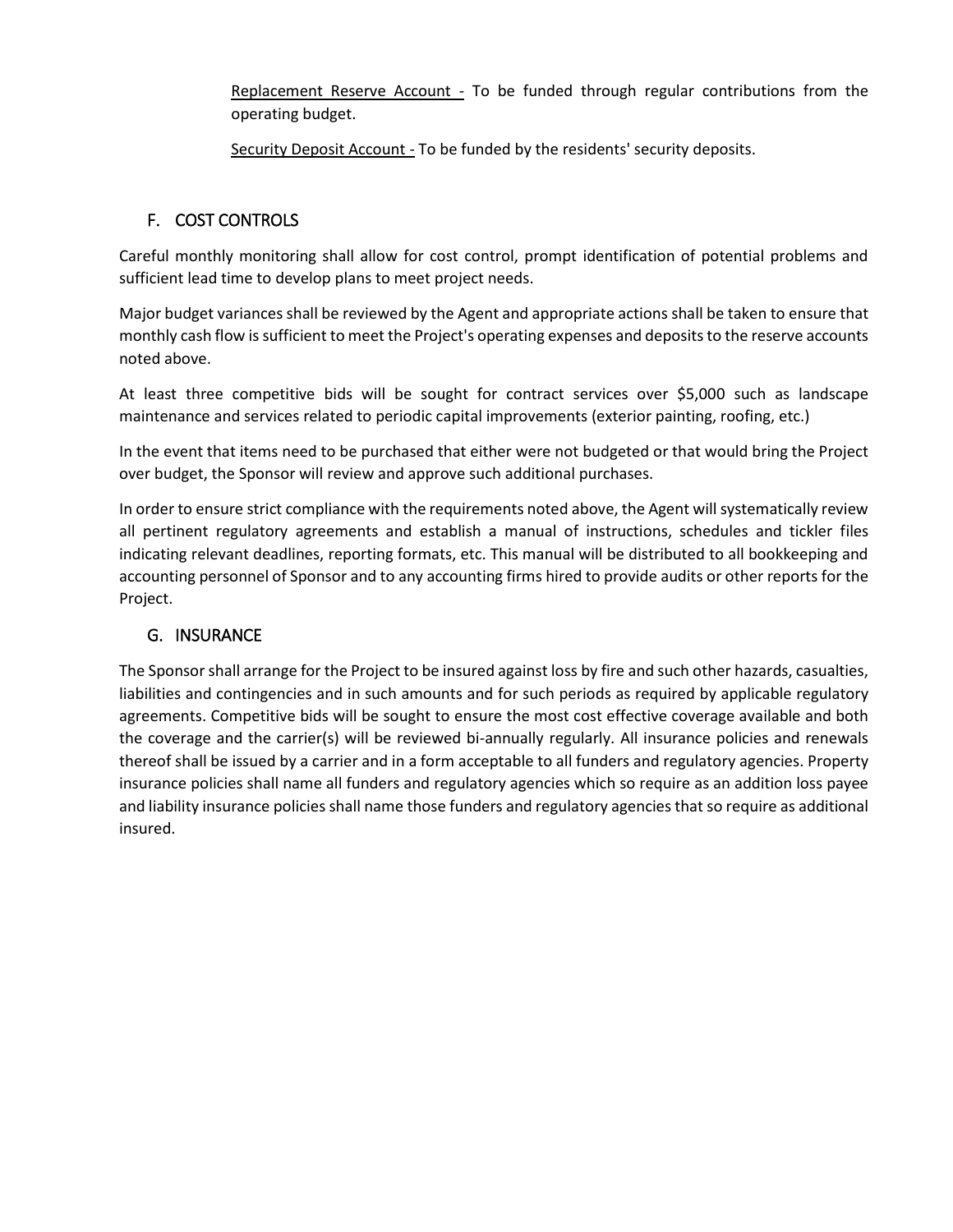Replacement Reserve Account - To be funded through regular contributions from the operating budget.

Security Deposit Account - To be funded by the residents' security deposits.

## F. COST CONTROLS

Careful monthly monitoring shall allow for cost control, prompt identification of potential problems and sufficient lead time to develop plans to meet project needs.

Major budget variances shall be reviewed by the Agent and appropriate actions shall be taken to ensure that monthly cash flow is sufficient to meet the Project's operating expenses and deposits to the reserve accounts noted above.

At least three competitive bids will be sought for contract services over $5,000 such as landscape maintenance and services related to periodic capital improvements (exterior painting, roofing, etc.)

In the event that items need to be purchased that either were not budgeted or that would bring the Project over budget, the Sponsor will review and approve such additional purchases.

In order to ensure strict compliance with the requirements noted above, the Agent will systematically review all pertinent regulatory agreements and establish a manual of instructions, schedules and tickler files indicating relevant deadlines, reporting formats, etc. This manual will be distributed to all bookkeeping and accounting personnel of Sponsor and to any accounting firms hired to provide audits or other reports for the Project.

## G. INSURANCE

The Sponsor shall arrange for the Project to be insured against loss by fire and such other hazards, casualties, liabilities and contingencies and in such amounts and for such periods as required by applicable regulatory agreements. Competitive bids will be sought to ensure the most cost effective coverage available and both the coverage and the carrier(s) will be reviewed bi-annually regularly. All insurance policies and renewals thereof shall be issued by a carrier and in a form acceptable to all funders and regulatory agencies. Property insurance policies shall name all funders and regulatory agencies which so require as an addition loss payee and liability insurance policies shall name those funders and regulatory agencies that so require as additional insured.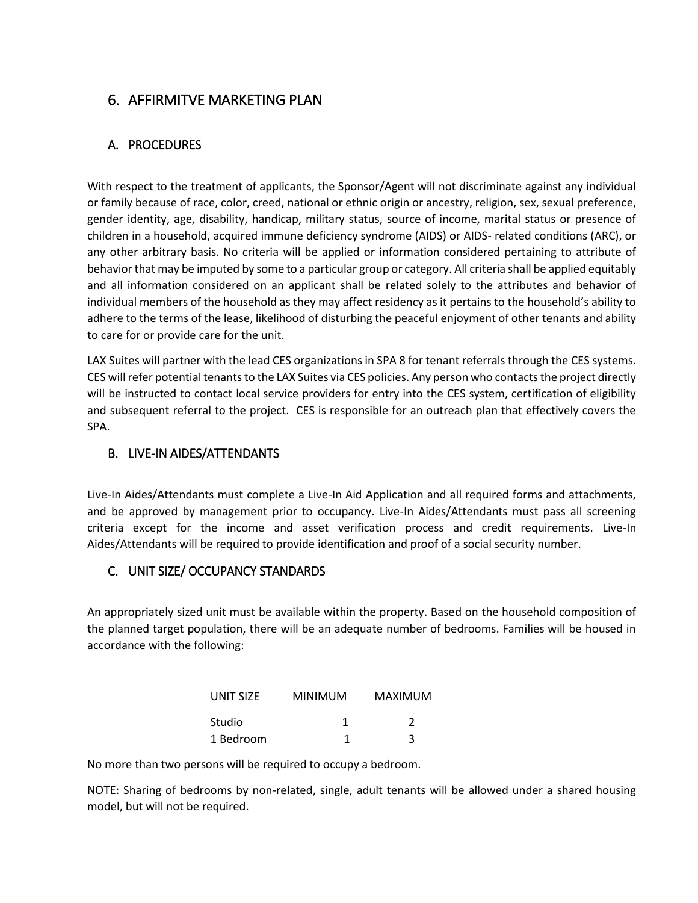# 6. AFFIRMITVE MARKETING PLAN

## A. PROCEDURES

With respect to the treatment of applicants, the Sponsor/Agent will not discriminate against any individual or family because of race, color, creed, national or ethnic origin or ancestry, religion, sex, sexual preference, gender identity, age, disability, handicap, military status, source of income, marital status or presence of children in a household, acquired immune deficiency syndrome (AIDS) or AIDS- related conditions (ARC), or any other arbitrary basis. No criteria will be applied or information considered pertaining to attribute of behavior that may be imputed by some to a particular group or category. All criteria shall be applied equitably and all information considered on an applicant shall be related solely to the attributes and behavior of individual members of the household as they may affect residency as it pertains to the household's ability to adhere to the terms of the lease, likelihood of disturbing the peaceful enjoyment of other tenants and ability to care for or provide care for the unit.

LAX Suites will partner with the lead CES organizations in SPA 8 for tenant referrals through the CES systems. CES will refer potential tenants to the LAX Suites via CES policies. Any person who contacts the project directly will be instructed to contact local service providers for entry into the CES system, certification of eligibility and subsequent referral to the project. CES is responsible for an outreach plan that effectively covers the SPA.

## B. LIVE-IN AIDES/ATTENDANTS

Live-In Aides/Attendants must complete a Live-In Aid Application and all required forms and attachments, and be approved by management prior to occupancy. Live-In Aides/Attendants must pass all screening criteria except for the income and asset verification process and credit requirements. Live-In Aides/Attendants will be required to provide identification and proof of a social security number.

## C. UNIT SIZE/ OCCUPANCY STANDARDS

An appropriately sized unit must be available within the property. Based on the household composition of the planned target population, there will be an adequate number of bedrooms. Families will be housed in accordance with the following:

| UNIT SIZE | MINIMUM | MAXIMUM |
| --- | --- | --- |
| Studio | 1 | 2 |
| 1 Bedroom | 1 | 3 |

No more than two persons will be required to occupy a bedroom.

NOTE: Sharing of bedrooms by non-related, single, adult tenants will be allowed under a shared housing model, but will not be required.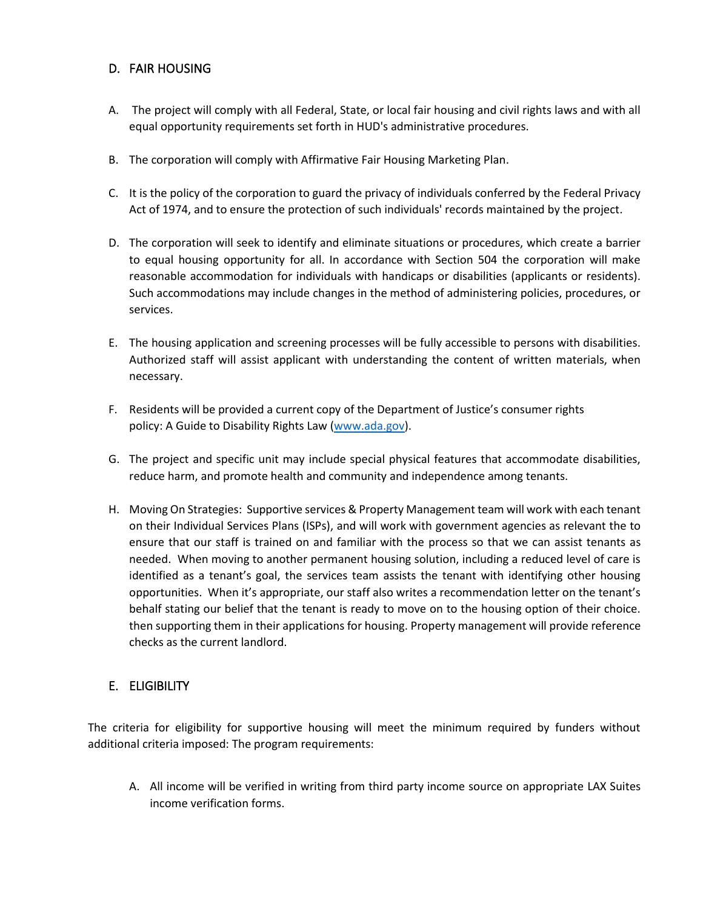## D. FAIR HOUSING

A. The project will comply with all Federal, State, or local fair housing and civil rights laws and with all equal opportunity requirements set forth in HUD's administrative procedures.

B. The corporation will comply with Affirmative Fair Housing Marketing Plan.

C. It is the policy of the corporation to guard the privacy of individuals conferred by the Federal Privacy Act of 1974, and to ensure the protection of such individuals' records maintained by the project.

D. The corporation will seek to identify and eliminate situations or procedures, which create a barrier to equal housing opportunity for all. In accordance with Section 504 the corporation will make reasonable accommodation for individuals with handicaps or disabilities (applicants or residents). Such accommodations may include changes in the method of administering policies, procedures, or services.

E. The housing application and screening processes will be fully accessible to persons with disabilities. Authorized staff will assist applicant with understanding the content of written materials, when necessary.

F. Residents will be provided a current copy of the Department of Justice's consumer rights policy: A Guide to Disability Rights Law (www.ada.gov).

G. The project and specific unit may include special physical features that accommodate disabilities, reduce harm, and promote health and community and independence among tenants.

H. Moving On Strategies: Supportive services & Property Management team will work with each tenant on their Individual Services Plans (ISPs), and will work with government agencies as relevant the to ensure that our staff is trained on and familiar with the process so that we can assist tenants as needed. When moving to another permanent housing solution, including a reduced level of care is identified as a tenant's goal, the services team assists the tenant with identifying other housing opportunities. When it's appropriate, our staff also writes a recommendation letter on the tenant's behalf stating our belief that the tenant is ready to move on to the housing option of their choice. then supporting them in their applications for housing. Property management will provide reference checks as the current landlord.

## E. ELIGIBILITY

The criteria for eligibility for supportive housing will meet the minimum required by funders without additional criteria imposed: The program requirements:

A. All income will be verified in writing from third party income source on appropriate LAX Suites income verification forms.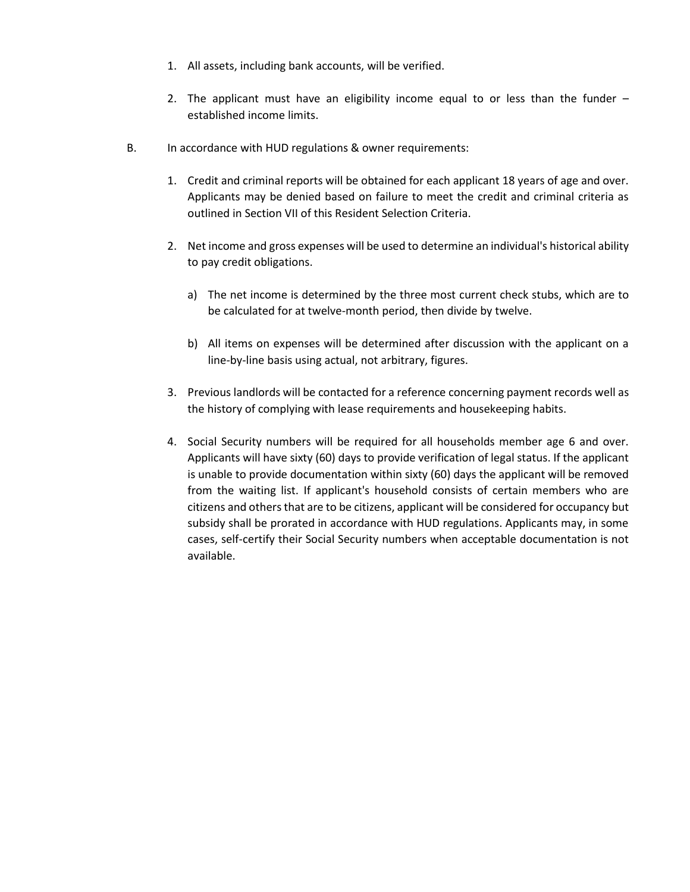1. All assets, including bank accounts, will be verified.

2. The applicant must have an eligibility income equal to or less than the funder – established income limits.

B. In accordance with HUD regulations & owner requirements:

1. Credit and criminal reports will be obtained for each applicant 18 years of age and over. Applicants may be denied based on failure to meet the credit and criminal criteria as outlined in Section VII of this Resident Selection Criteria.

2. Net income and gross expenses will be used to determine an individual's historical ability to pay credit obligations.

   a) The net income is determined by the three most current check stubs, which are to be calculated for at twelve-month period, then divide by twelve.

   b) All items on expenses will be determined after discussion with the applicant on a line-by-line basis using actual, not arbitrary, figures.

3. Previous landlords will be contacted for a reference concerning payment records well as the history of complying with lease requirements and housekeeping habits.

4. Social Security numbers will be required for all households member age 6 and over. Applicants will have sixty (60) days to provide verification of legal status. If the applicant is unable to provide documentation within sixty (60) days the applicant will be removed from the waiting list. If applicant's household consists of certain members who are citizens and others that are to be citizens, applicant will be considered for occupancy but subsidy shall be prorated in accordance with HUD regulations. Applicants may, in some cases, self-certify their Social Security numbers when acceptable documentation is not available.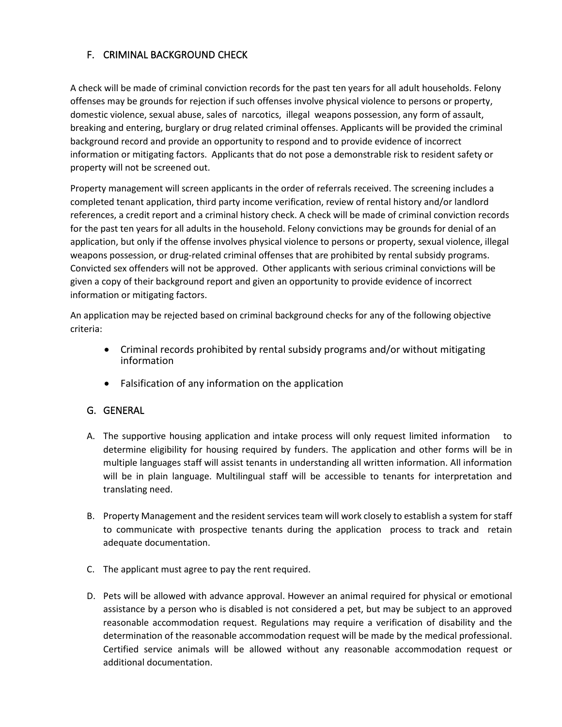## F. CRIMINAL BACKGROUND CHECK

A check will be made of criminal conviction records for the past ten years for all adult households. Felony offenses may be grounds for rejection if such offenses involve physical violence to persons or property, domestic violence, sexual abuse, sales of narcotics, illegal weapons possession, any form of assault, breaking and entering, burglary or drug related criminal offenses. Applicants will be provided the criminal background record and provide an opportunity to respond and to provide evidence of incorrect information or mitigating factors. Applicants that do not pose a demonstrable risk to resident safety or property will not be screened out.

Property management will screen applicants in the order of referrals received. The screening includes a completed tenant application, third party income verification, review of rental history and/or landlord references, a credit report and a criminal history check. A check will be made of criminal conviction records for the past ten years for all adults in the household. Felony convictions may be grounds for denial of an application, but only if the offense involves physical violence to persons or property, sexual violence, illegal weapons possession, or drug-related criminal offenses that are prohibited by rental subsidy programs. Convicted sex offenders will not be approved. Other applicants with serious criminal convictions will be given a copy of their background report and given an opportunity to provide evidence of incorrect information or mitigating factors.

An application may be rejected based on criminal background checks for any of the following objective criteria:

- Criminal records prohibited by rental subsidy programs and/or without mitigating information
- Falsification of any information on the application

## G. GENERAL

A. The supportive housing application and intake process will only request limited information to determine eligibility for housing required by funders. The application and other forms will be in multiple languages staff will assist tenants in understanding all written information. All information will be in plain language. Multilingual staff will be accessible to tenants for interpretation and translating need.

B. Property Management and the resident services team will work closely to establish a system for staff to communicate with prospective tenants during the application process to track and retain adequate documentation.

C. The applicant must agree to pay the rent required.

D. Pets will be allowed with advance approval. However an animal required for physical or emotional assistance by a person who is disabled is not considered a pet, but may be subject to an approved reasonable accommodation request. Regulations may require a verification of disability and the determination of the reasonable accommodation request will be made by the medical professional. Certified service animals will be allowed without any reasonable accommodation request or additional documentation.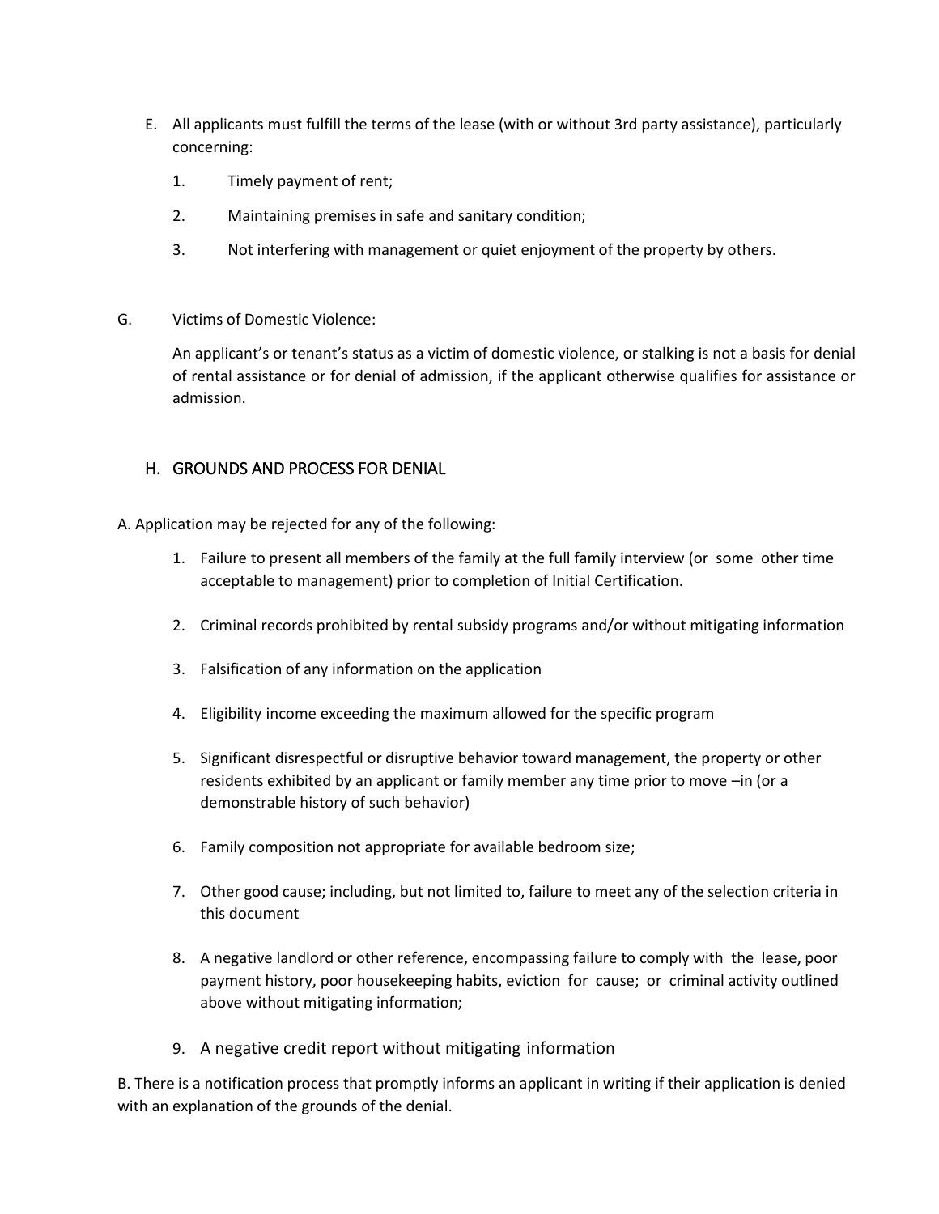E. All applicants must fulfill the terms of the lease (with or without 3rd party assistance), particularly concerning:

1. Timely payment of rent;
2. Maintaining premises in safe and sanitary condition;
3. Not interfering with management or quiet enjoyment of the property by others.

G. Victims of Domestic Violence:

An applicant's or tenant's status as a victim of domestic violence, or stalking is not a basis for denial of rental assistance or for denial of admission, if the applicant otherwise qualifies for assistance or admission.

## H. GROUNDS AND PROCESS FOR DENIAL

A. Application may be rejected for any of the following:

1. Failure to present all members of the family at the full family interview (or some other time acceptable to management) prior to completion of Initial Certification.
2. Criminal records prohibited by rental subsidy programs and/or without mitigating information
3. Falsification of any information on the application
4. Eligibility income exceeding the maximum allowed for the specific program
5. Significant disrespectful or disruptive behavior toward management, the property or other residents exhibited by an applicant or family member any time prior to move –in (or a demonstrable history of such behavior)
6. Family composition not appropriate for available bedroom size;
7. Other good cause; including, but not limited to, failure to meet any of the selection criteria in this document
8. A negative landlord or other reference, encompassing failure to comply with the lease, poor payment history, poor housekeeping habits, eviction for cause; or criminal activity outlined above without mitigating information;
9. A negative credit report without mitigating information

B. There is a notification process that promptly informs an applicant in writing if their application is denied with an explanation of the grounds of the denial.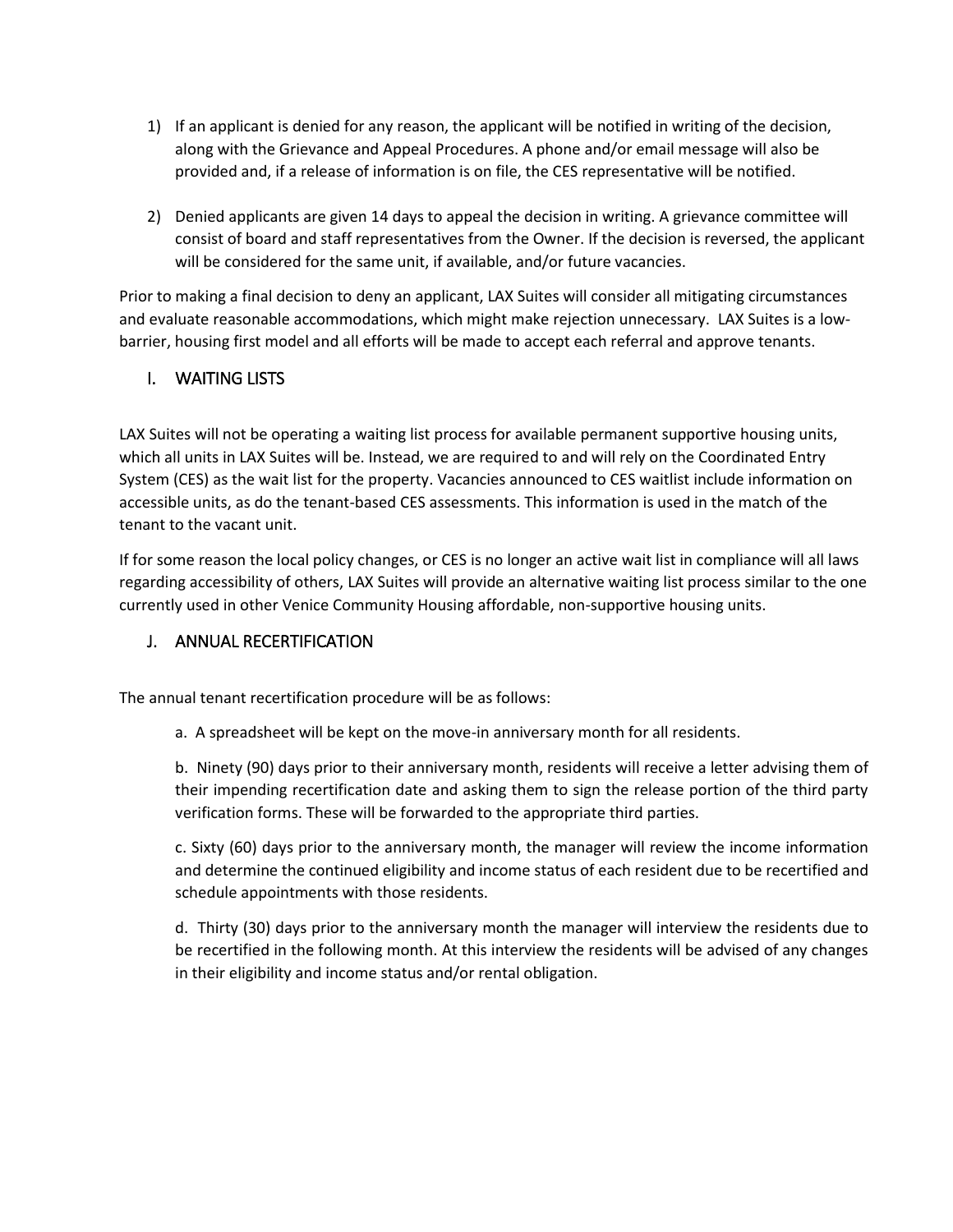1) If an applicant is denied for any reason, the applicant will be notified in writing of the decision, along with the Grievance and Appeal Procedures. A phone and/or email message will also be provided and, if a release of information is on file, the CES representative will be notified.

2) Denied applicants are given 14 days to appeal the decision in writing. A grievance committee will consist of board and staff representatives from the Owner. If the decision is reversed, the applicant will be considered for the same unit, if available, and/or future vacancies.

Prior to making a final decision to deny an applicant, LAX Suites will consider all mitigating circumstances and evaluate reasonable accommodations, which might make rejection unnecessary. LAX Suites is a low-barrier, housing first model and all efforts will be made to accept each referral and approve tenants.

## I. WAITING LISTS

LAX Suites will not be operating a waiting list process for available permanent supportive housing units, which all units in LAX Suites will be. Instead, we are required to and will rely on the Coordinated Entry System (CES) as the wait list for the property. Vacancies announced to CES waitlist include information on accessible units, as do the tenant-based CES assessments. This information is used in the match of the tenant to the vacant unit.

If for some reason the local policy changes, or CES is no longer an active wait list in compliance will all laws regarding accessibility of others, LAX Suites will provide an alternative waiting list process similar to the one currently used in other Venice Community Housing affordable, non-supportive housing units.

## J. ANNUAL RECERTIFICATION

The annual tenant recertification procedure will be as follows:

a. A spreadsheet will be kept on the move-in anniversary month for all residents.

b. Ninety (90) days prior to their anniversary month, residents will receive a letter advising them of their impending recertification date and asking them to sign the release portion of the third party verification forms. These will be forwarded to the appropriate third parties.

c. Sixty (60) days prior to the anniversary month, the manager will review the income information and determine the continued eligibility and income status of each resident due to be recertified and schedule appointments with those residents.

d. Thirty (30) days prior to the anniversary month the manager will interview the residents due to be recertified in the following month. At this interview the residents will be advised of any changes in their eligibility and income status and/or rental obligation.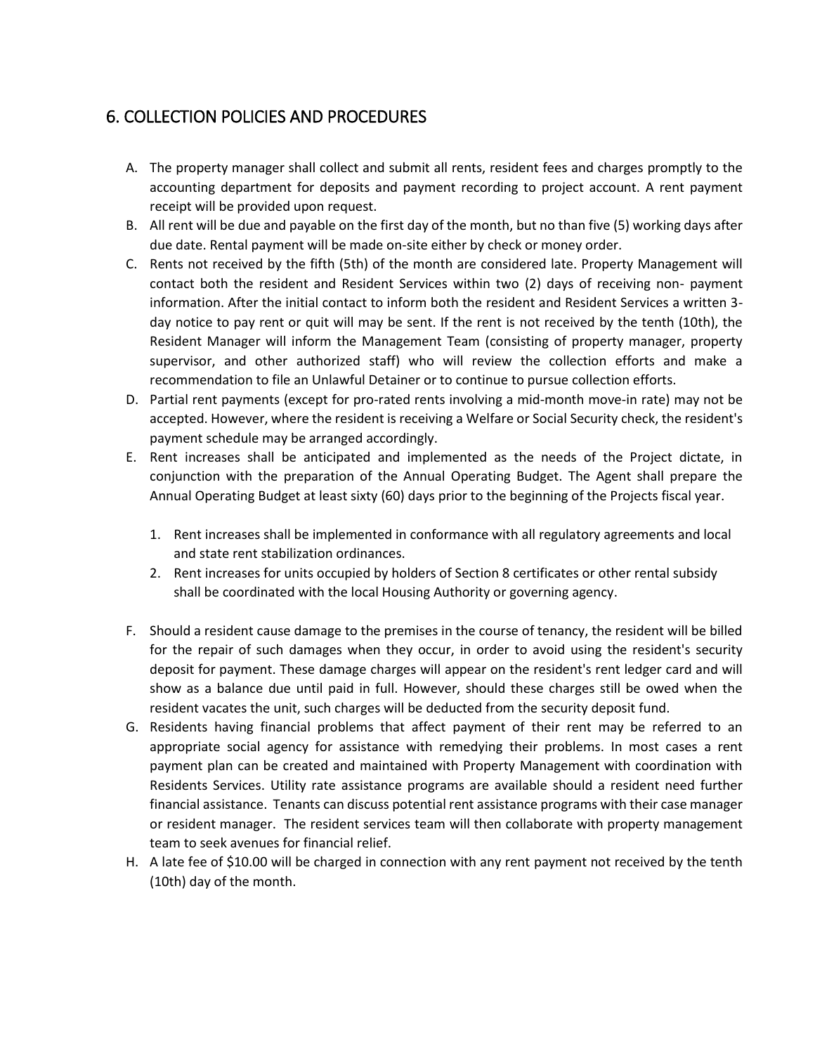## 6. COLLECTION POLICIES AND PROCEDURES

A. The property manager shall collect and submit all rents, resident fees and charges promptly to the accounting department for deposits and payment recording to project account. A rent payment receipt will be provided upon request.

B. All rent will be due and payable on the first day of the month, but no than five (5) working days after due date. Rental payment will be made on-site either by check or money order.

C. Rents not received by the fifth (5th) of the month are considered late. Property Management will contact both the resident and Resident Services within two (2) days of receiving non- payment information. After the initial contact to inform both the resident and Resident Services a written 3-day notice to pay rent or quit will may be sent. If the rent is not received by the tenth (10th), the Resident Manager will inform the Management Team (consisting of property manager, property supervisor, and other authorized staff) who will review the collection efforts and make a recommendation to file an Unlawful Detainer or to continue to pursue collection efforts.

D. Partial rent payments (except for pro-rated rents involving a mid-month move-in rate) may not be accepted. However, where the resident is receiving a Welfare or Social Security check, the resident's payment schedule may be arranged accordingly.

E. Rent increases shall be anticipated and implemented as the needs of the Project dictate, in conjunction with the preparation of the Annual Operating Budget. The Agent shall prepare the Annual Operating Budget at least sixty (60) days prior to the beginning of the Projects fiscal year.

   1. Rent increases shall be implemented in conformance with all regulatory agreements and local and state rent stabilization ordinances.
   2. Rent increases for units occupied by holders of Section 8 certificates or other rental subsidy shall be coordinated with the local Housing Authority or governing agency.

F. Should a resident cause damage to the premises in the course of tenancy, the resident will be billed for the repair of such damages when they occur, in order to avoid using the resident's security deposit for payment. These damage charges will appear on the resident's rent ledger card and will show as a balance due until paid in full. However, should these charges still be owed when the resident vacates the unit, such charges will be deducted from the security deposit fund.

G. Residents having financial problems that affect payment of their rent may be referred to an appropriate social agency for assistance with remedying their problems. In most cases a rent payment plan can be created and maintained with Property Management with coordination with Residents Services. Utility rate assistance programs are available should a resident need further financial assistance. Tenants can discuss potential rent assistance programs with their case manager or resident manager. The resident services team will then collaborate with property management team to seek avenues for financial relief.

H. A late fee of $10.00 will be charged in connection with any rent payment not received by the tenth (10th) day of the month.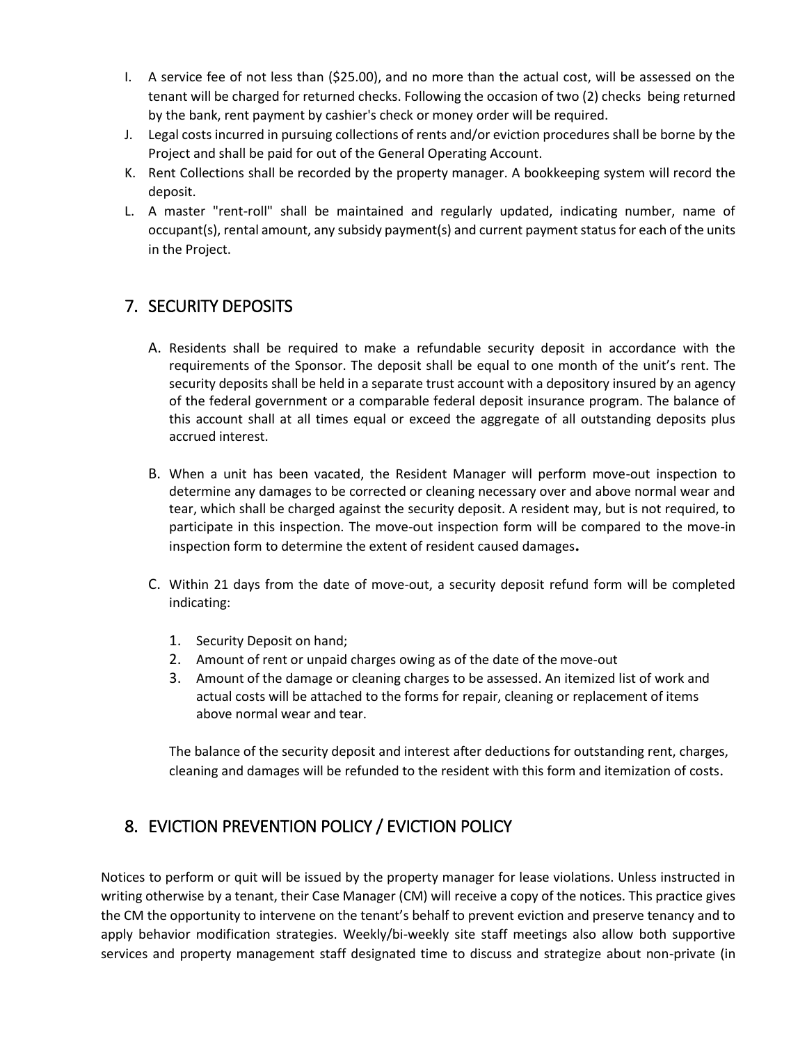I. A service fee of not less than ($25.00), and no more than the actual cost, will be assessed on the tenant will be charged for returned checks. Following the occasion of two (2) checks being returned by the bank, rent payment by cashier's check or money order will be required.

J. Legal costs incurred in pursuing collections of rents and/or eviction procedures shall be borne by the Project and shall be paid for out of the General Operating Account.

K. Rent Collections shall be recorded by the property manager. A bookkeeping system will record the deposit.

L. A master "rent-roll" shall be maintained and regularly updated, indicating number, name of occupant(s), rental amount, any subsidy payment(s) and current payment status for each of the units in the Project.

## 7. SECURITY DEPOSITS

A. Residents shall be required to make a refundable security deposit in accordance with the requirements of the Sponsor. The deposit shall be equal to one month of the unit's rent. The security deposits shall be held in a separate trust account with a depository insured by an agency of the federal government or a comparable federal deposit insurance program. The balance of this account shall at all times equal or exceed the aggregate of all outstanding deposits plus accrued interest.

B. When a unit has been vacated, the Resident Manager will perform move-out inspection to determine any damages to be corrected or cleaning necessary over and above normal wear and tear, which shall be charged against the security deposit. A resident may, but is not required, to participate in this inspection. The move-out inspection form will be compared to the move-in inspection form to determine the extent of resident caused damages.

C. Within 21 days from the date of move-out, a security deposit refund form will be completed indicating:

1. Security Deposit on hand;
2. Amount of rent or unpaid charges owing as of the date of the move-out
3. Amount of the damage or cleaning charges to be assessed. An itemized list of work and actual costs will be attached to the forms for repair, cleaning or replacement of items above normal wear and tear.

The balance of the security deposit and interest after deductions for outstanding rent, charges, cleaning and damages will be refunded to the resident with this form and itemization of costs.

## 8. EVICTION PREVENTION POLICY / EVICTION POLICY

Notices to perform or quit will be issued by the property manager for lease violations. Unless instructed in writing otherwise by a tenant, their Case Manager (CM) will receive a copy of the notices. This practice gives the CM the opportunity to intervene on the tenant's behalf to prevent eviction and preserve tenancy and to apply behavior modification strategies. Weekly/bi-weekly site staff meetings also allow both supportive services and property management staff designated time to discuss and strategize about non-private (in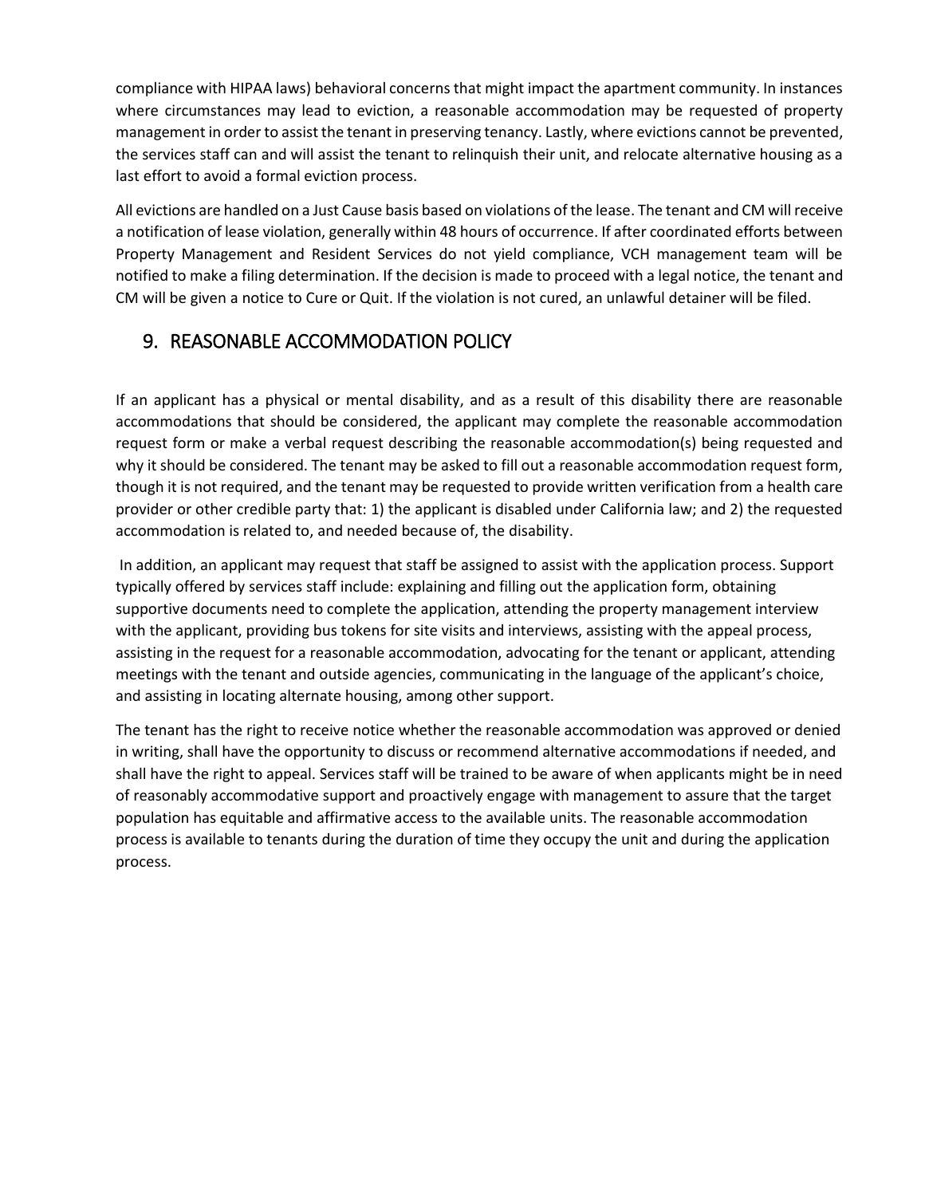compliance with HIPAA laws) behavioral concerns that might impact the apartment community. In instances where circumstances may lead to eviction, a reasonable accommodation may be requested of property management in order to assist the tenant in preserving tenancy. Lastly, where evictions cannot be prevented, the services staff can and will assist the tenant to relinquish their unit, and relocate alternative housing as a last effort to avoid a formal eviction process.

All evictions are handled on a Just Cause basis based on violations of the lease. The tenant and CM will receive a notification of lease violation, generally within 48 hours of occurrence. If after coordinated efforts between Property Management and Resident Services do not yield compliance, VCH management team will be notified to make a filing determination. If the decision is made to proceed with a legal notice, the tenant and CM will be given a notice to Cure or Quit. If the violation is not cured, an unlawful detainer will be filed.

## 9. REASONABLE ACCOMMODATION POLICY

If an applicant has a physical or mental disability, and as a result of this disability there are reasonable accommodations that should be considered, the applicant may complete the reasonable accommodation request form or make a verbal request describing the reasonable accommodation(s) being requested and why it should be considered. The tenant may be asked to fill out a reasonable accommodation request form, though it is not required, and the tenant may be requested to provide written verification from a health care provider or other credible party that: 1) the applicant is disabled under California law; and 2) the requested accommodation is related to, and needed because of, the disability.

In addition, an applicant may request that staff be assigned to assist with the application process. Support typically offered by services staff include: explaining and filling out the application form, obtaining supportive documents need to complete the application, attending the property management interview with the applicant, providing bus tokens for site visits and interviews, assisting with the appeal process, assisting in the request for a reasonable accommodation, advocating for the tenant or applicant, attending meetings with the tenant and outside agencies, communicating in the language of the applicant's choice, and assisting in locating alternate housing, among other support.

The tenant has the right to receive notice whether the reasonable accommodation was approved or denied in writing, shall have the opportunity to discuss or recommend alternative accommodations if needed, and shall have the right to appeal. Services staff will be trained to be aware of when applicants might be in need of reasonably accommodative support and proactively engage with management to assure that the target population has equitable and affirmative access to the available units. The reasonable accommodation process is available to tenants during the duration of time they occupy the unit and during the application process.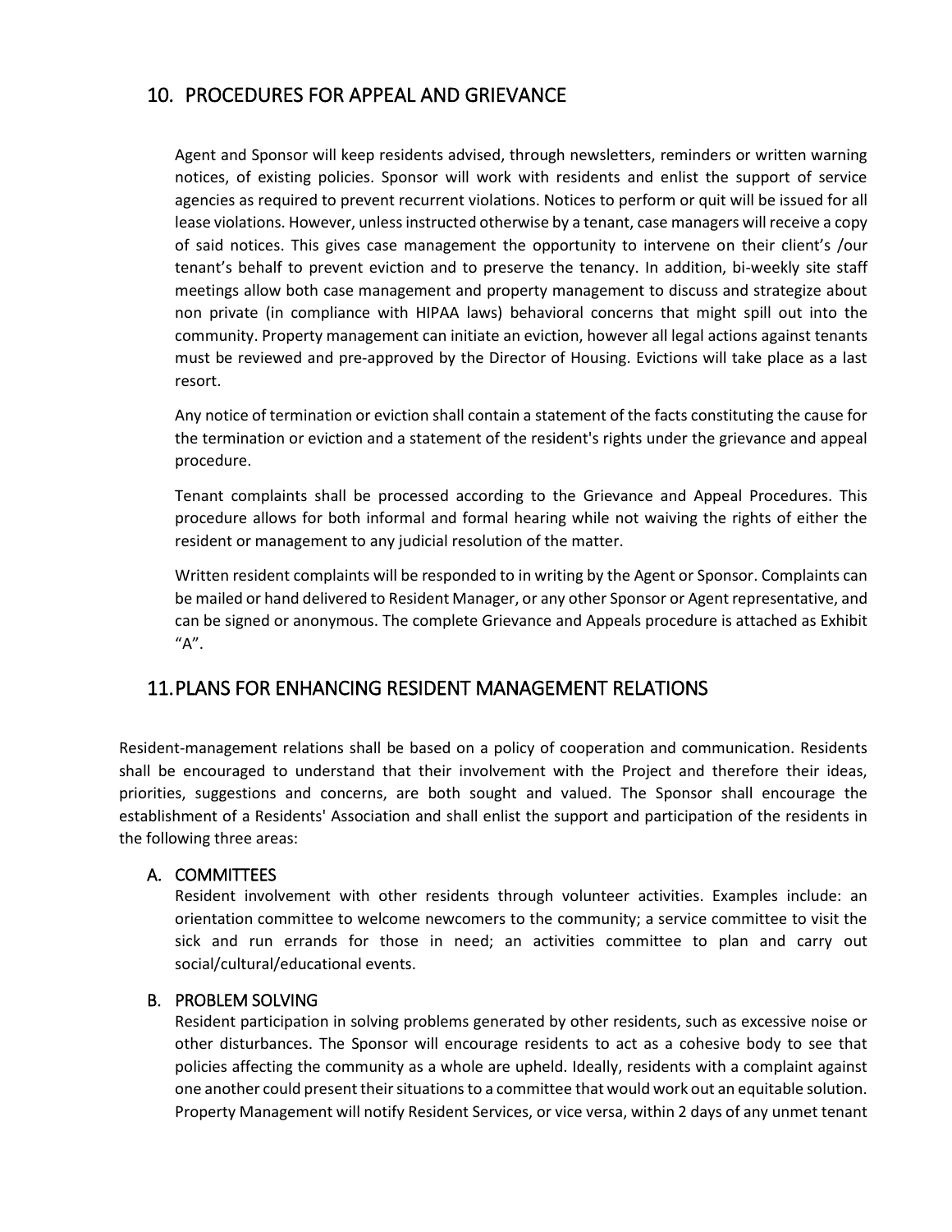## 10. PROCEDURES FOR APPEAL AND GRIEVANCE

Agent and Sponsor will keep residents advised, through newsletters, reminders or written warning notices, of existing policies. Sponsor will work with residents and enlist the support of service agencies as required to prevent recurrent violations. Notices to perform or quit will be issued for all lease violations. However, unless instructed otherwise by a tenant, case managers will receive a copy of said notices. This gives case management the opportunity to intervene on their client's /our tenant's behalf to prevent eviction and to preserve the tenancy. In addition, bi-weekly site staff meetings allow both case management and property management to discuss and strategize about non private (in compliance with HIPAA laws) behavioral concerns that might spill out into the community. Property management can initiate an eviction, however all legal actions against tenants must be reviewed and pre-approved by the Director of Housing. Evictions will take place as a last resort.

Any notice of termination or eviction shall contain a statement of the facts constituting the cause for the termination or eviction and a statement of the resident's rights under the grievance and appeal procedure.

Tenant complaints shall be processed according to the Grievance and Appeal Procedures. This procedure allows for both informal and formal hearing while not waiving the rights of either the resident or management to any judicial resolution of the matter.

Written resident complaints will be responded to in writing by the Agent or Sponsor. Complaints can be mailed or hand delivered to Resident Manager, or any other Sponsor or Agent representative, and can be signed or anonymous. The complete Grievance and Appeals procedure is attached as Exhibit "A".

## 11. PLANS FOR ENHANCING RESIDENT MANAGEMENT RELATIONS

Resident-management relations shall be based on a policy of cooperation and communication. Residents shall be encouraged to understand that their involvement with the Project and therefore their ideas, priorities, suggestions and concerns, are both sought and valued. The Sponsor shall encourage the establishment of a Residents' Association and shall enlist the support and participation of the residents in the following three areas:

### A. COMMITTEES

Resident involvement with other residents through volunteer activities. Examples include: an orientation committee to welcome newcomers to the community; a service committee to visit the sick and run errands for those in need; an activities committee to plan and carry out social/cultural/educational events.

### B. PROBLEM SOLVING

Resident participation in solving problems generated by other residents, such as excessive noise or other disturbances. The Sponsor will encourage residents to act as a cohesive body to see that policies affecting the community as a whole are upheld. Ideally, residents with a complaint against one another could present their situations to a committee that would work out an equitable solution. Property Management will notify Resident Services, or vice versa, within 2 days of any unmet tenant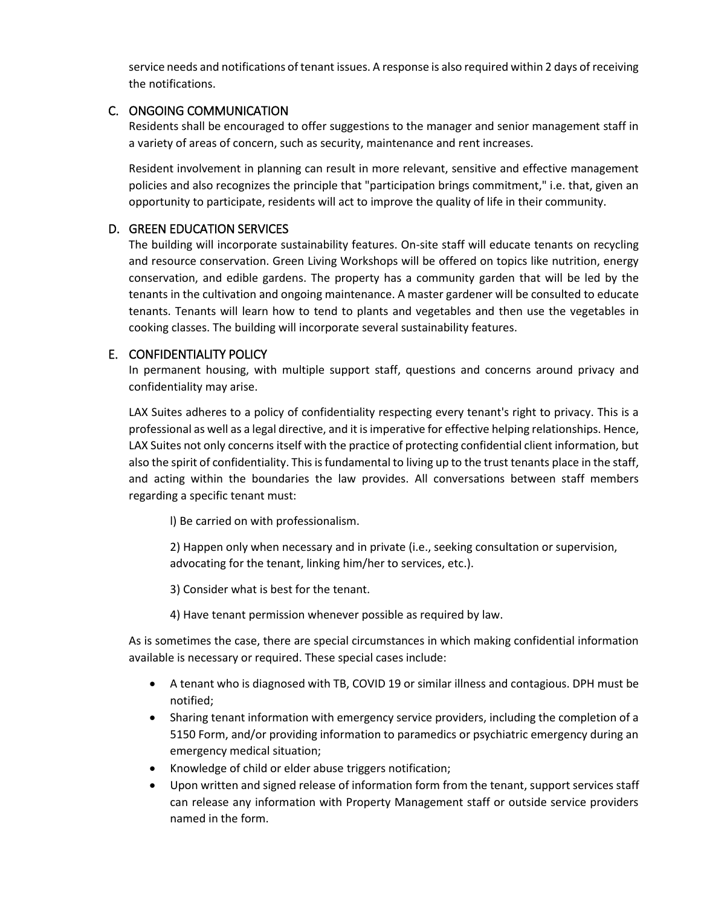service needs and notifications of tenant issues. A response is also required within 2 days of receiving the notifications.

## C. ONGOING COMMUNICATION

Residents shall be encouraged to offer suggestions to the manager and senior management staff in a variety of areas of concern, such as security, maintenance and rent increases.

Resident involvement in planning can result in more relevant, sensitive and effective management policies and also recognizes the principle that "participation brings commitment," i.e. that, given an opportunity to participate, residents will act to improve the quality of life in their community.

## D. GREEN EDUCATION SERVICES

The building will incorporate sustainability features. On-site staff will educate tenants on recycling and resource conservation. Green Living Workshops will be offered on topics like nutrition, energy conservation, and edible gardens. The property has a community garden that will be led by the tenants in the cultivation and ongoing maintenance. A master gardener will be consulted to educate tenants. Tenants will learn how to tend to plants and vegetables and then use the vegetables in cooking classes. The building will incorporate several sustainability features.

## E. CONFIDENTIALITY POLICY

In permanent housing, with multiple support staff, questions and concerns around privacy and confidentiality may arise.

LAX Suites adheres to a policy of confidentiality respecting every tenant's right to privacy. This is a professional as well as a legal directive, and it is imperative for effective helping relationships. Hence, LAX Suites not only concerns itself with the practice of protecting confidential client information, but also the spirit of confidentiality. This is fundamental to living up to the trust tenants place in the staff, and acting within the boundaries the law provides. All conversations between staff members regarding a specific tenant must:

l) Be carried on with professionalism.

2) Happen only when necessary and in private (i.e., seeking consultation or supervision, advocating for the tenant, linking him/her to services, etc.).

3) Consider what is best for the tenant.

4) Have tenant permission whenever possible as required by law.

As is sometimes the case, there are special circumstances in which making confidential information available is necessary or required. These special cases include:

- A tenant who is diagnosed with TB, COVID 19 or similar illness and contagious. DPH must be notified;
- Sharing tenant information with emergency service providers, including the completion of a 5150 Form, and/or providing information to paramedics or psychiatric emergency during an emergency medical situation;
- Knowledge of child or elder abuse triggers notification;
- Upon written and signed release of information form from the tenant, support services staff can release any information with Property Management staff or outside service providers named in the form.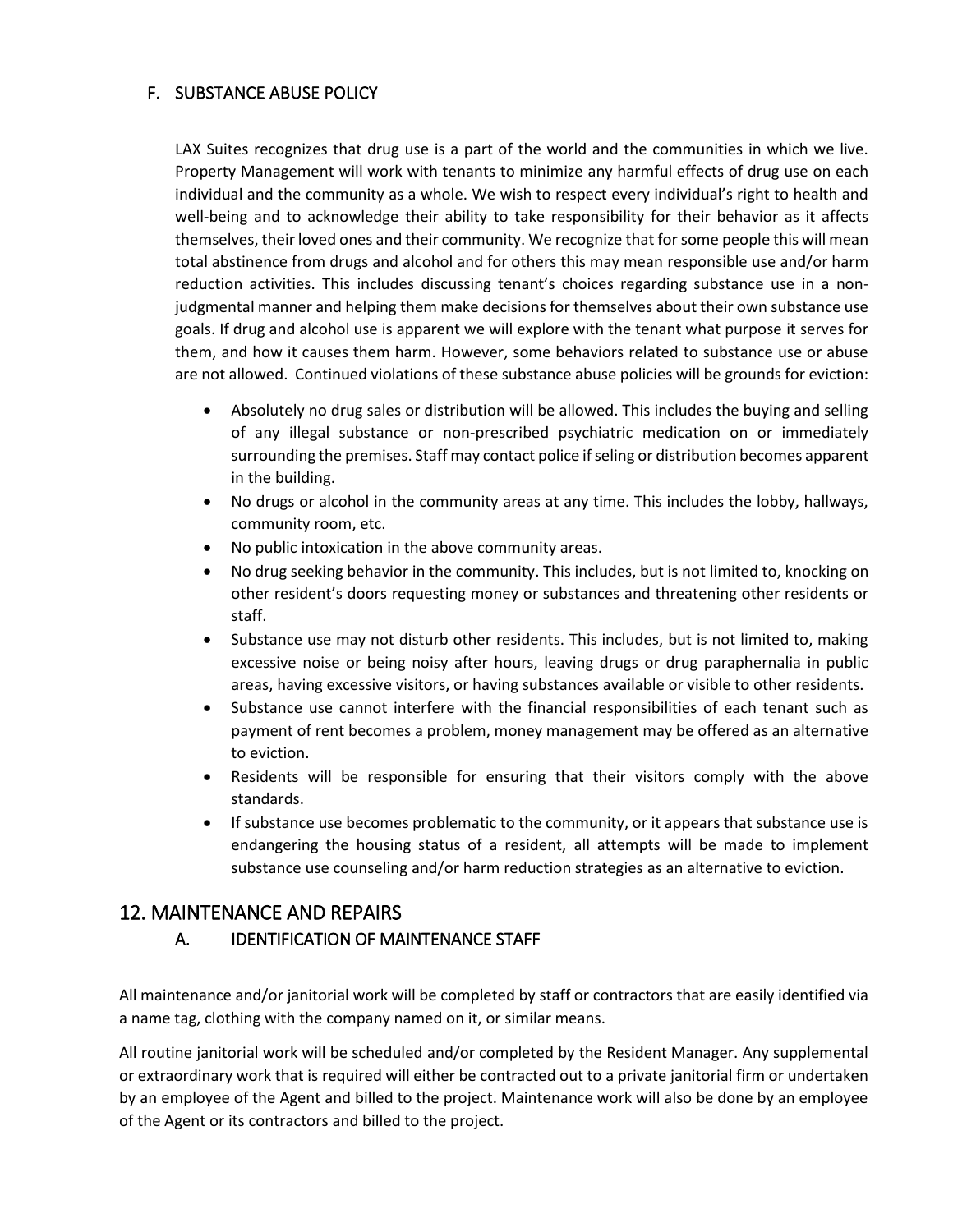### F. SUBSTANCE ABUSE POLICY

LAX Suites recognizes that drug use is a part of the world and the communities in which we live. Property Management will work with tenants to minimize any harmful effects of drug use on each individual and the community as a whole. We wish to respect every individual's right to health and well-being and to acknowledge their ability to take responsibility for their behavior as it affects themselves, their loved ones and their community. We recognize that for some people this will mean total abstinence from drugs and alcohol and for others this may mean responsible use and/or harm reduction activities. This includes discussing tenant's choices regarding substance use in a non-judgmental manner and helping them make decisions for themselves about their own substance use goals. If drug and alcohol use is apparent we will explore with the tenant what purpose it serves for them, and how it causes them harm. However, some behaviors related to substance use or abuse are not allowed. Continued violations of these substance abuse policies will be grounds for eviction:

- Absolutely no drug sales or distribution will be allowed. This includes the buying and selling of any illegal substance or non-prescribed psychiatric medication on or immediately surrounding the premises. Staff may contact police if seling or distribution becomes apparent in the building.
- No drugs or alcohol in the community areas at any time. This includes the lobby, hallways, community room, etc.
- No public intoxication in the above community areas.
- No drug seeking behavior in the community. This includes, but is not limited to, knocking on other resident's doors requesting money or substances and threatening other residents or staff.
- Substance use may not disturb other residents. This includes, but is not limited to, making excessive noise or being noisy after hours, leaving drugs or drug paraphernalia in public areas, having excessive visitors, or having substances available or visible to other residents.
- Substance use cannot interfere with the financial responsibilities of each tenant such as payment of rent becomes a problem, money management may be offered as an alternative to eviction.
- Residents will be responsible for ensuring that their visitors comply with the above standards.
- If substance use becomes problematic to the community, or it appears that substance use is endangering the housing status of a resident, all attempts will be made to implement substance use counseling and/or harm reduction strategies as an alternative to eviction.

## 12. MAINTENANCE AND REPAIRS

### A. IDENTIFICATION OF MAINTENANCE STAFF

All maintenance and/or janitorial work will be completed by staff or contractors that are easily identified via a name tag, clothing with the company named on it, or similar means.

All routine janitorial work will be scheduled and/or completed by the Resident Manager. Any supplemental or extraordinary work that is required will either be contracted out to a private janitorial firm or undertaken by an employee of the Agent and billed to the project. Maintenance work will also be done by an employee of the Agent or its contractors and billed to the project.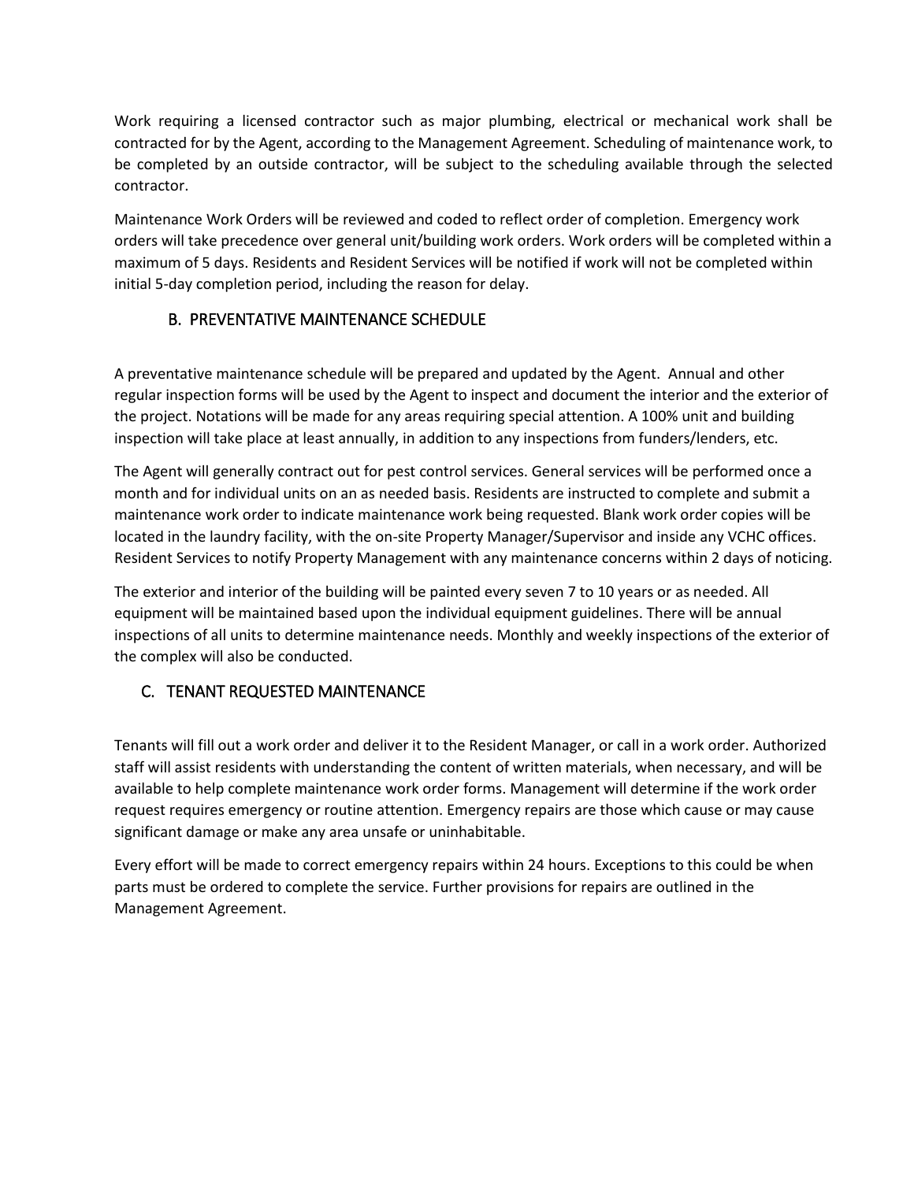Work requiring a licensed contractor such as major plumbing, electrical or mechanical work shall be contracted for by the Agent, according to the Management Agreement. Scheduling of maintenance work, to be completed by an outside contractor, will be subject to the scheduling available through the selected contractor.

Maintenance Work Orders will be reviewed and coded to reflect order of completion. Emergency work orders will take precedence over general unit/building work orders. Work orders will be completed within a maximum of 5 days. Residents and Resident Services will be notified if work will not be completed within initial 5-day completion period, including the reason for delay.

### B. PREVENTATIVE MAINTENANCE SCHEDULE

A preventative maintenance schedule will be prepared and updated by the Agent. Annual and other regular inspection forms will be used by the Agent to inspect and document the interior and the exterior of the project. Notations will be made for any areas requiring special attention. A 100% unit and building inspection will take place at least annually, in addition to any inspections from funders/lenders, etc.

The Agent will generally contract out for pest control services. General services will be performed once a month and for individual units on an as needed basis. Residents are instructed to complete and submit a maintenance work order to indicate maintenance work being requested. Blank work order copies will be located in the laundry facility, with the on-site Property Manager/Supervisor and inside any VCHC offices. Resident Services to notify Property Management with any maintenance concerns within 2 days of noticing.

The exterior and interior of the building will be painted every seven 7 to 10 years or as needed. All equipment will be maintained based upon the individual equipment guidelines. There will be annual inspections of all units to determine maintenance needs. Monthly and weekly inspections of the exterior of the complex will also be conducted.

### C. TENANT REQUESTED MAINTENANCE

Tenants will fill out a work order and deliver it to the Resident Manager, or call in a work order. Authorized staff will assist residents with understanding the content of written materials, when necessary, and will be available to help complete maintenance work order forms. Management will determine if the work order request requires emergency or routine attention. Emergency repairs are those which cause or may cause significant damage or make any area unsafe or uninhabitable.

Every effort will be made to correct emergency repairs within 24 hours. Exceptions to this could be when parts must be ordered to complete the service. Further provisions for repairs are outlined in the Management Agreement.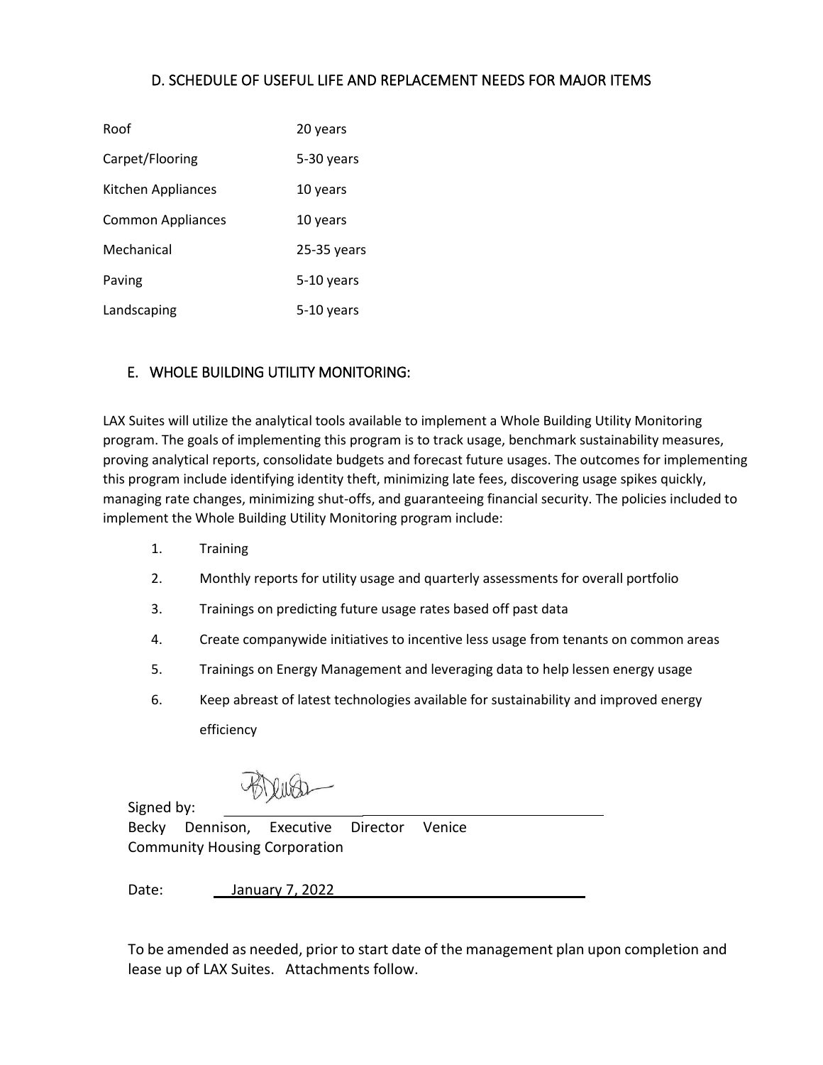## D. SCHEDULE OF USEFUL LIFE AND REPLACEMENT NEEDS FOR MAJOR ITEMS

| | |
|---|---|
| Roof | 20 years |
| Carpet/Flooring | 5-30 years |
| Kitchen Appliances | 10 years |
| Common Appliances | 10 years |
| Mechanical | 25-35 years |
| Paving | 5-10 years |
| Landscaping | 5-10 years |

## E. WHOLE BUILDING UTILITY MONITORING:

LAX Suites will utilize the analytical tools available to implement a Whole Building Utility Monitoring program. The goals of implementing this program is to track usage, benchmark sustainability measures, proving analytical reports, consolidate budgets and forecast future usages. The outcomes for implementing this program include identifying identity theft, minimizing late fees, discovering usage spikes quickly, managing rate changes, minimizing shut-offs, and guaranteeing financial security. The policies included to implement the Whole Building Utility Monitoring program include:

1. Training
2. Monthly reports for utility usage and quarterly assessments for overall portfolio
3. Trainings on predicting future usage rates based off past data
4. Create companywide initiatives to incentive less usage from tenants on common areas
5. Trainings on Energy Management and leveraging data to help lessen energy usage
6. Keep abreast of latest technologies available for sustainability and improved energy efficiency

Signed by: ______________________

Becky Dennison, Executive Director Venice Community Housing Corporation

Date: January 7, 2022

To be amended as needed, prior to start date of the management plan upon completion and lease up of LAX Suites. Attachments follow.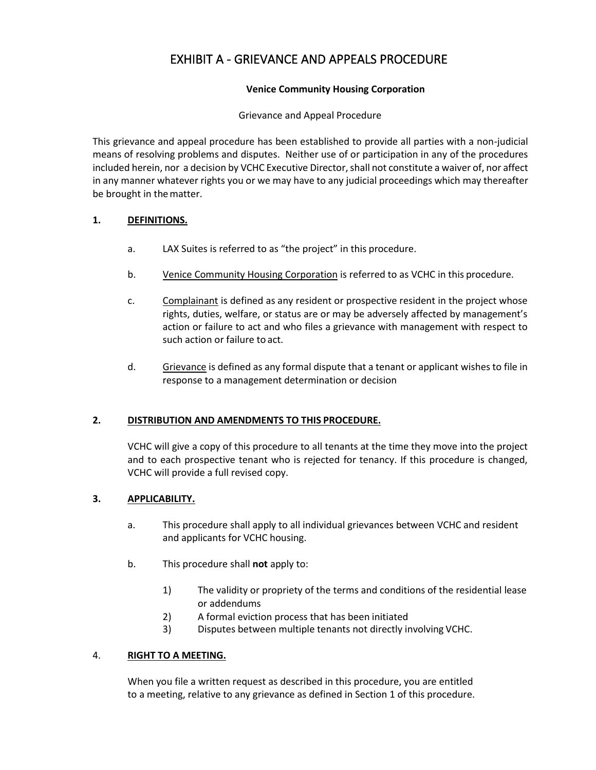# EXHIBIT A - GRIEVANCE AND APPEALS PROCEDURE

**Venice Community Housing Corporation**

Grievance and Appeal Procedure

This grievance and appeal procedure has been established to provide all parties with a non-judicial means of resolving problems and disputes. Neither use of or participation in any of the procedures included herein, nor a decision by VCHC Executive Director, shall not constitute a waiver of, nor affect in any manner whatever rights you or we may have to any judicial proceedings which may thereafter be brought in the matter.

## 1. DEFINITIONS.

a. LAX Suites is referred to as "the project" in this procedure.

b. Venice Community Housing Corporation is referred to as VCHC in this procedure.

c. Complainant is defined as any resident or prospective resident in the project whose rights, duties, welfare, or status are or may be adversely affected by management's action or failure to act and who files a grievance with management with respect to such action or failure to act.

d. Grievance is defined as any formal dispute that a tenant or applicant wishes to file in response to a management determination or decision

## 2. DISTRIBUTION AND AMENDMENTS TO THIS PROCEDURE.

VCHC will give a copy of this procedure to all tenants at the time they move into the project and to each prospective tenant who is rejected for tenancy. If this procedure is changed, VCHC will provide a full revised copy.

## 3. APPLICABILITY.

a. This procedure shall apply to all individual grievances between VCHC and resident and applicants for VCHC housing.

b. This procedure shall **not** apply to:

1) The validity or propriety of the terms and conditions of the residential lease or addendums
2) A formal eviction process that has been initiated
3) Disputes between multiple tenants not directly involving VCHC.

## 4. RIGHT TO A MEETING.

When you file a written request as described in this procedure, you are entitled to a meeting, relative to any grievance as defined in Section 1 of this procedure.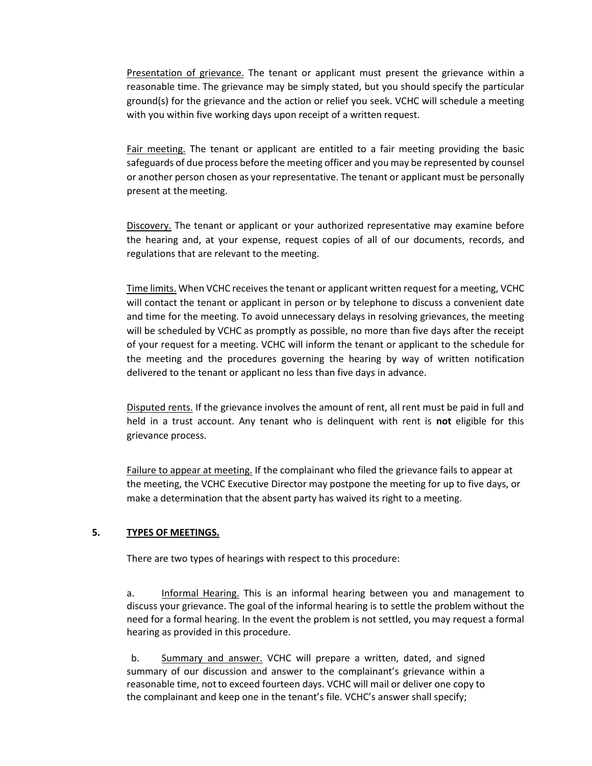Presentation of grievance. The tenant or applicant must present the grievance within a reasonable time. The grievance may be simply stated, but you should specify the particular ground(s) for the grievance and the action or relief you seek. VCHC will schedule a meeting with you within five working days upon receipt of a written request.

Fair meeting. The tenant or applicant are entitled to a fair meeting providing the basic safeguards of due process before the meeting officer and you may be represented by counsel or another person chosen as your representative. The tenant or applicant must be personally present at the meeting.

Discovery. The tenant or applicant or your authorized representative may examine before the hearing and, at your expense, request copies of all of our documents, records, and regulations that are relevant to the meeting.

Time limits. When VCHC receives the tenant or applicant written request for a meeting, VCHC will contact the tenant or applicant in person or by telephone to discuss a convenient date and time for the meeting. To avoid unnecessary delays in resolving grievances, the meeting will be scheduled by VCHC as promptly as possible, no more than five days after the receipt of your request for a meeting. VCHC will inform the tenant or applicant to the schedule for the meeting and the procedures governing the hearing by way of written notification delivered to the tenant or applicant no less than five days in advance.

Disputed rents. If the grievance involves the amount of rent, all rent must be paid in full and held in a trust account. Any tenant who is delinquent with rent is **not** eligible for this grievance process.

Failure to appear at meeting. If the complainant who filed the grievance fails to appear at the meeting, the VCHC Executive Director may postpone the meeting for up to five days, or make a determination that the absent party has waived its right to a meeting.

## 5. TYPES OF MEETINGS.

There are two types of hearings with respect to this procedure:

a. Informal Hearing. This is an informal hearing between you and management to discuss your grievance. The goal of the informal hearing is to settle the problem without the need for a formal hearing. In the event the problem is not settled, you may request a formal hearing as provided in this procedure.

b. Summary and answer. VCHC will prepare a written, dated, and signed summary of our discussion and answer to the complainant's grievance within a reasonable time, not to exceed fourteen days. VCHC will mail or deliver one copy to the complainant and keep one in the tenant's file. VCHC's answer shall specify;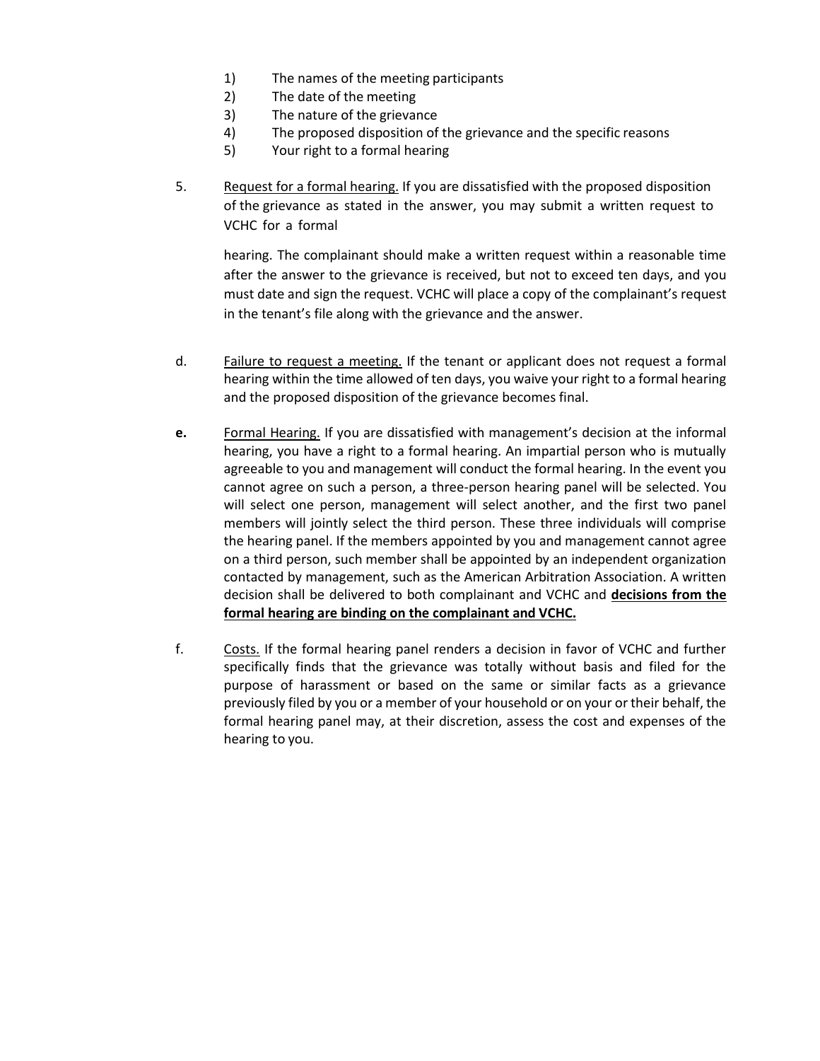1) The names of the meeting participants
2) The date of the meeting
3) The nature of the grievance
4) The proposed disposition of the grievance and the specific reasons
5) Your right to a formal hearing

5. <u>Request for a formal hearing.</u> If you are dissatisfied with the proposed disposition of the grievance as stated in the answer, you may submit a written request to VCHC for a formal

   hearing. The complainant should make a written request within a reasonable time after the answer to the grievance is received, but not to exceed ten days, and you must date and sign the request. VCHC will place a copy of the complainant's request in the tenant's file along with the grievance and the answer.

d. <u>Failure to request a meeting.</u> If the tenant or applicant does not request a formal hearing within the time allowed of ten days, you waive your right to a formal hearing and the proposed disposition of the grievance becomes final.

**e.** <u>Formal Hearing.</u> If you are dissatisfied with management's decision at the informal hearing, you have a right to a formal hearing. An impartial person who is mutually agreeable to you and management will conduct the formal hearing. In the event you cannot agree on such a person, a three-person hearing panel will be selected. You will select one person, management will select another, and the first two panel members will jointly select the third person. These three individuals will comprise the hearing panel. If the members appointed by you and management cannot agree on a third person, such member shall be appointed by an independent organization contacted by management, such as the American Arbitration Association. A written decision shall be delivered to both complainant and VCHC and **<u>decisions from the formal hearing are binding on the complainant and VCHC.</u>**

f. <u>Costs.</u> If the formal hearing panel renders a decision in favor of VCHC and further specifically finds that the grievance was totally without basis and filed for the purpose of harassment or based on the same or similar facts as a grievance previously filed by you or a member of your household or on your or their behalf, the formal hearing panel may, at their discretion, assess the cost and expenses of the hearing to you.